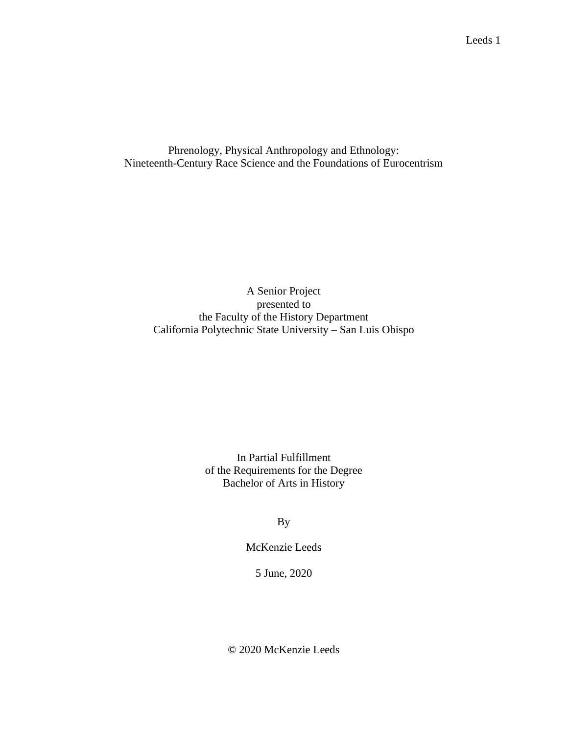# Phrenology, Physical Anthropology and Ethnology: Nineteenth-Century Race Science and the Foundations of Eurocentrism

A Senior Project
presented to
the Faculty of the History Department
California Polytechnic State University – San Luis Obispo

In Partial Fulfillment
of the Requirements for the Degree
Bachelor of Arts in History

By

McKenzie Leeds

5 June, 2020

© 2020 McKenzie Leeds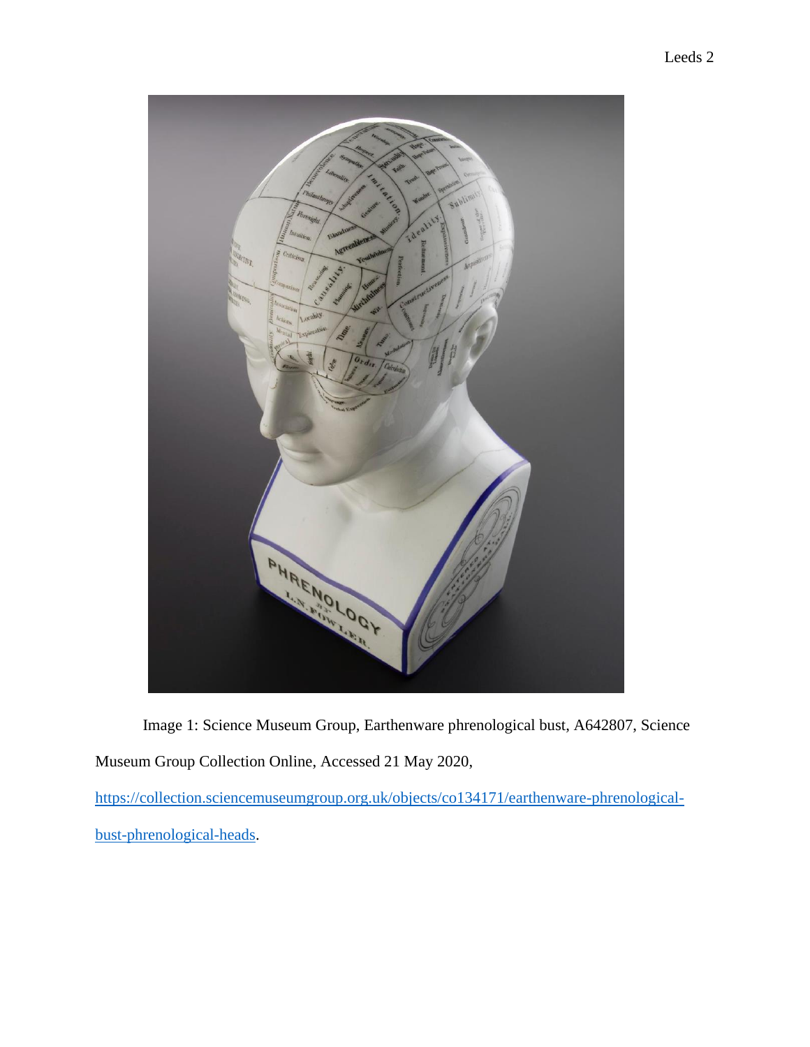Image 1: Science Museum Group, Earthenware phrenological bust, A642807, Science Museum Group Collection Online, Accessed 21 May 2020, https://collection.sciencemuseumgroup.org.uk/objects/co134171/earthenware-phrenological-bust-phrenological-heads.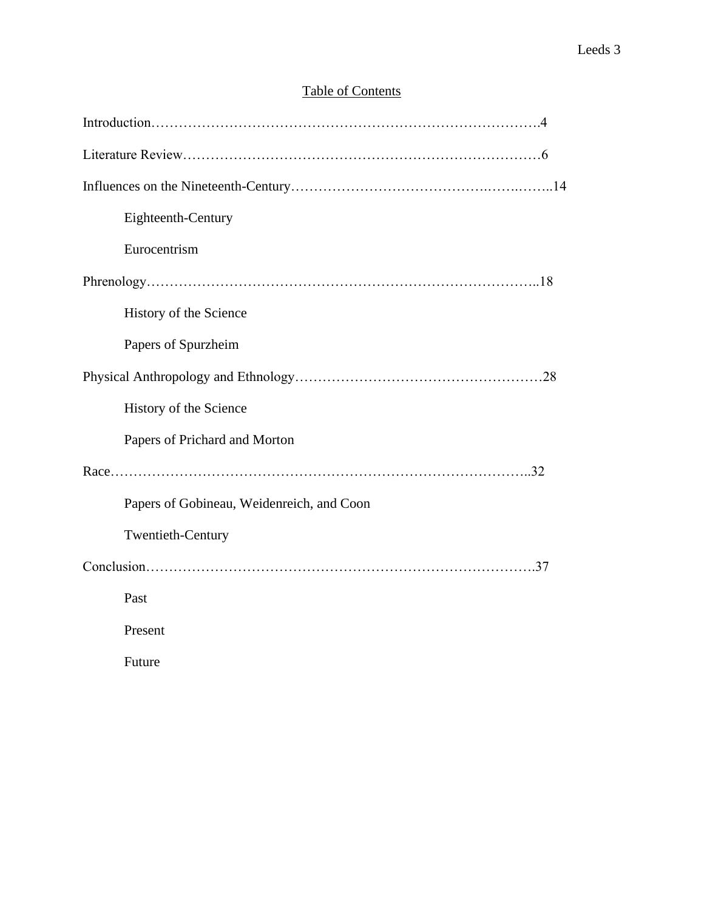# Table of Contents

Introduction……………………………………………………………………………4

Literature Review………………………………………………………………………6

Influences on the Nineteenth-Century…………………………………….…….……..14

- Eighteenth-Century
- Eurocentrism

Phrenology……………………………………………………………………………..18

- History of the Science
- Papers of Spurzheim

Physical Anthropology and Ethnology………………………………………………28

- History of the Science
- Papers of Prichard and Morton

Race……………………………………………………………………………………..32

- Papers of Gobineau, Weidenreich, and Coon
- Twentieth-Century

Conclusion……………………………………………………………………………37

- Past
- Present
- Future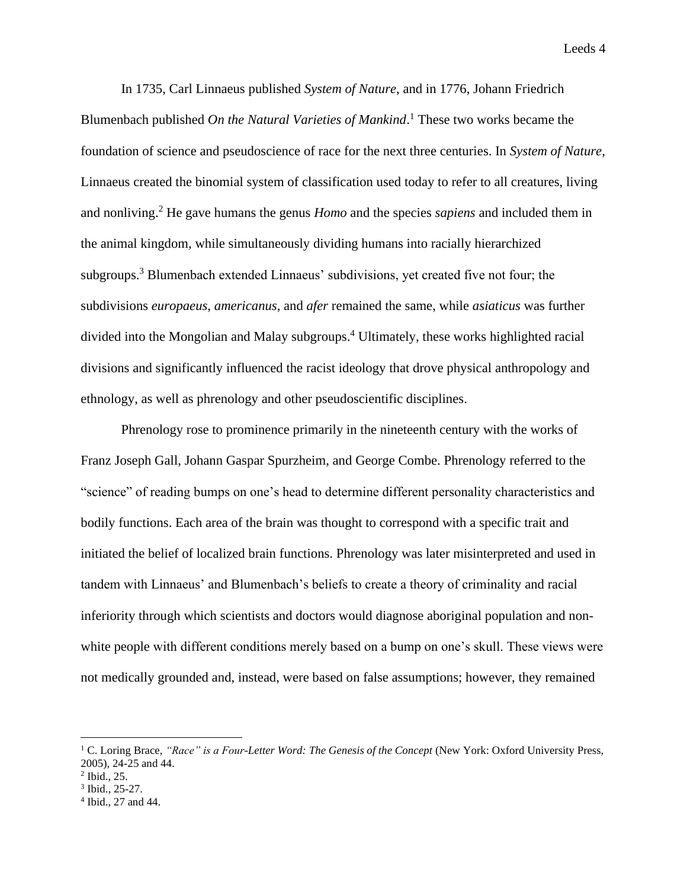In 1735, Carl Linnaeus published *System of Nature*, and in 1776, Johann Friedrich Blumenbach published *On the Natural Varieties of Mankind*.[1] These two works became the foundation of science and pseudoscience of race for the next three centuries. In *System of Nature*, Linnaeus created the binomial system of classification used today to refer to all creatures, living and nonliving.[2] He gave humans the genus *Homo* and the species *sapiens* and included them in the animal kingdom, while simultaneously dividing humans into racially hierarchized subgroups.[3] Blumenbach extended Linnaeus' subdivisions, yet created five not four; the subdivisions *europaeus*, *americanus*, and *afer* remained the same, while *asiaticus* was further divided into the Mongolian and Malay subgroups.[4] Ultimately, these works highlighted racial divisions and significantly influenced the racist ideology that drove physical anthropology and ethnology, as well as phrenology and other pseudoscientific disciplines.

Phrenology rose to prominence primarily in the nineteenth century with the works of Franz Joseph Gall, Johann Gaspar Spurzheim, and George Combe. Phrenology referred to the "science" of reading bumps on one's head to determine different personality characteristics and bodily functions. Each area of the brain was thought to correspond with a specific trait and initiated the belief of localized brain functions. Phrenology was later misinterpreted and used in tandem with Linnaeus' and Blumenbach's beliefs to create a theory of criminality and racial inferiority through which scientists and doctors would diagnose aboriginal population and non-white people with different conditions merely based on a bump on one's skull. These views were not medically grounded and, instead, were based on false assumptions; however, they remained

---

[1] C. Loring Brace, *"Race" is a Four-Letter Word: The Genesis of the Concept* (New York: Oxford University Press, 2005), 24-25 and 44.

[2] Ibid., 25.

[3] Ibid., 25-27.

[4] Ibid., 27 and 44.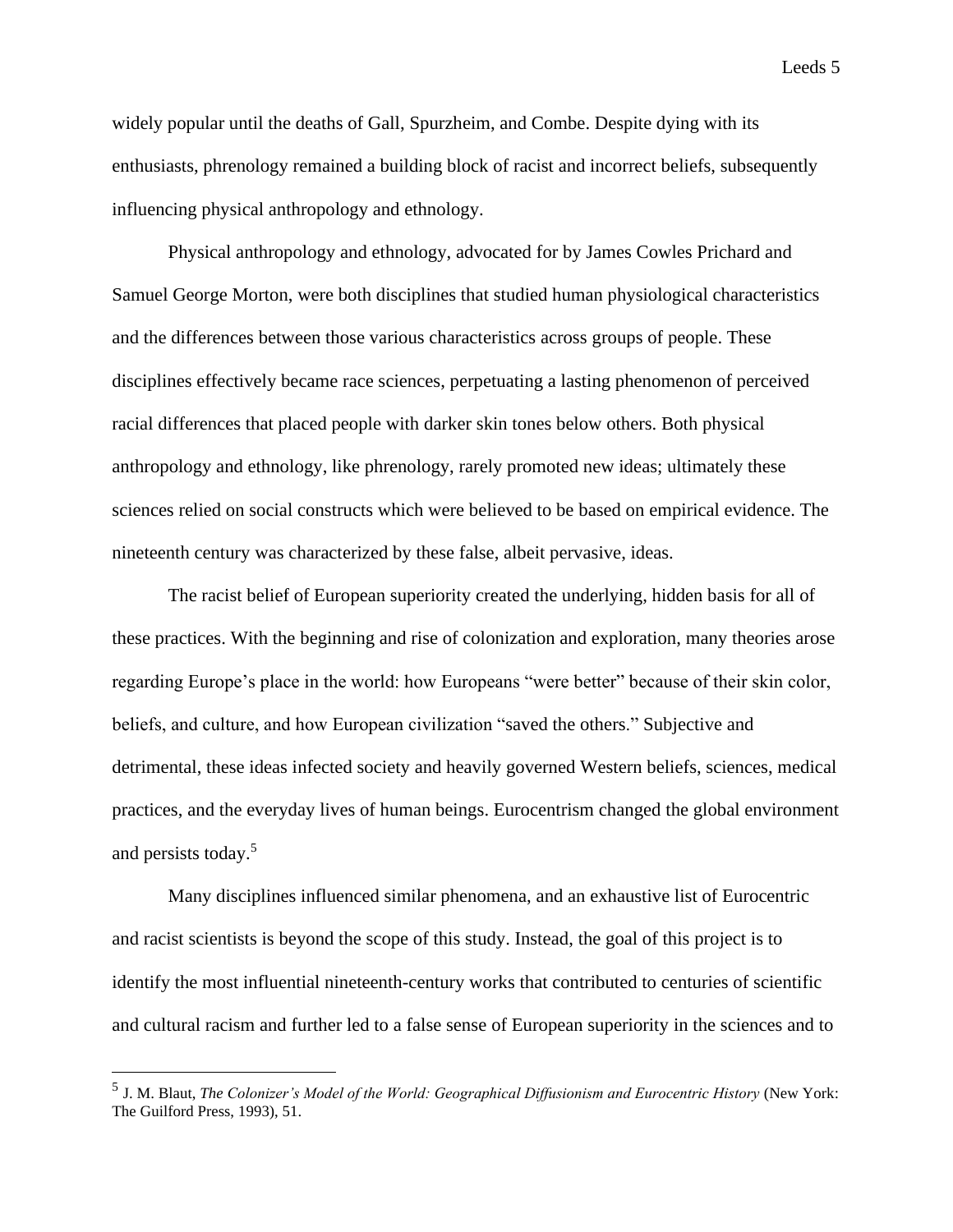widely popular until the deaths of Gall, Spurzheim, and Combe. Despite dying with its enthusiasts, phrenology remained a building block of racist and incorrect beliefs, subsequently influencing physical anthropology and ethnology.

Physical anthropology and ethnology, advocated for by James Cowles Prichard and Samuel George Morton, were both disciplines that studied human physiological characteristics and the differences between those various characteristics across groups of people. These disciplines effectively became race sciences, perpetuating a lasting phenomenon of perceived racial differences that placed people with darker skin tones below others. Both physical anthropology and ethnology, like phrenology, rarely promoted new ideas; ultimately these sciences relied on social constructs which were believed to be based on empirical evidence. The nineteenth century was characterized by these false, albeit pervasive, ideas.

The racist belief of European superiority created the underlying, hidden basis for all of these practices. With the beginning and rise of colonization and exploration, many theories arose regarding Europe's place in the world: how Europeans "were better" because of their skin color, beliefs, and culture, and how European civilization "saved the others." Subjective and detrimental, these ideas infected society and heavily governed Western beliefs, sciences, medical practices, and the everyday lives of human beings. Eurocentrism changed the global environment and persists today.[5]

Many disciplines influenced similar phenomena, and an exhaustive list of Eurocentric and racist scientists is beyond the scope of this study. Instead, the goal of this project is to identify the most influential nineteenth-century works that contributed to centuries of scientific and cultural racism and further led to a false sense of European superiority in the sciences and to

---

[5] J. M. Blaut, *The Colonizer's Model of the World: Geographical Diffusionism and Eurocentric History* (New York: The Guilford Press, 1993), 51.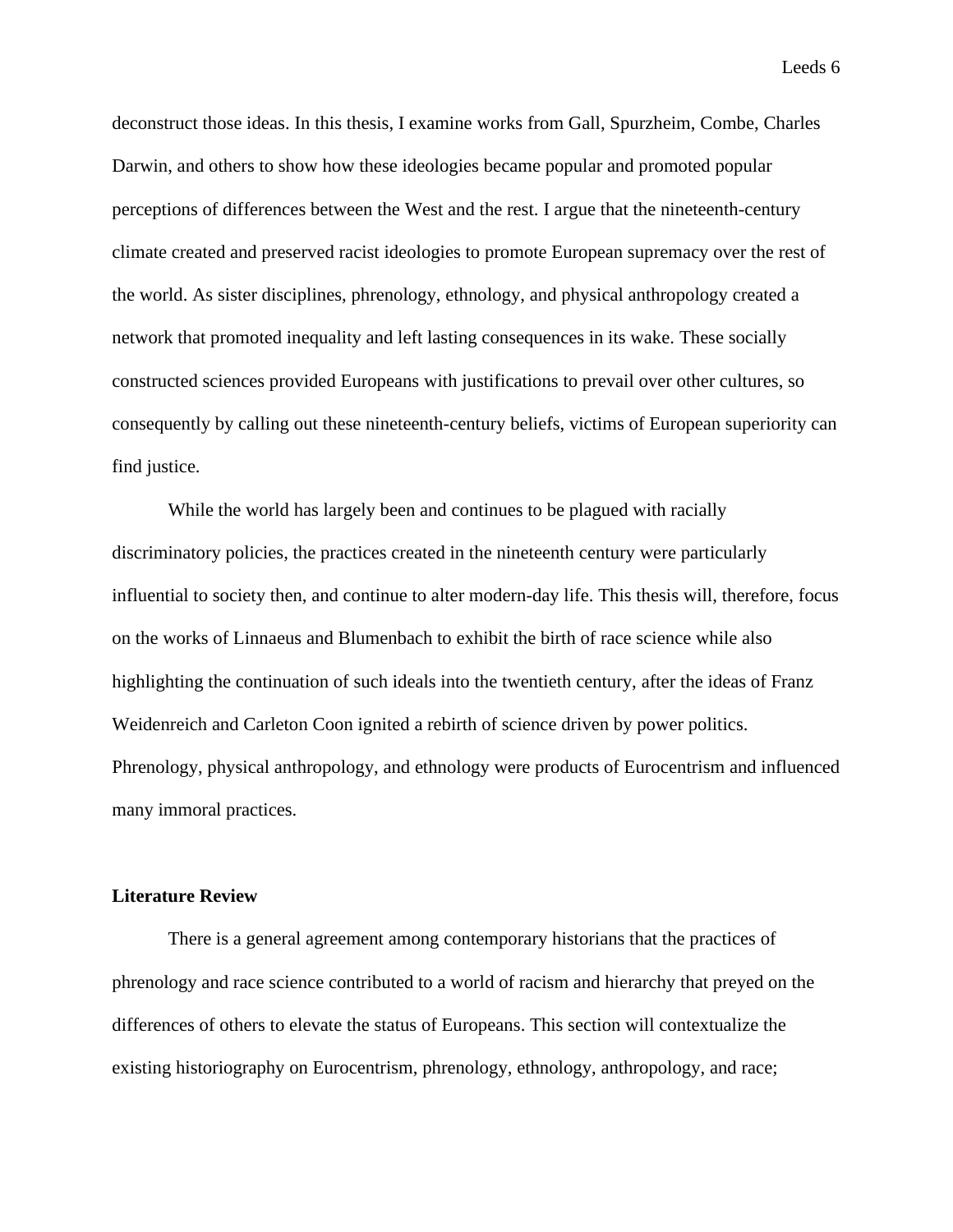deconstruct those ideas. In this thesis, I examine works from Gall, Spurzheim, Combe, Charles Darwin, and others to show how these ideologies became popular and promoted popular perceptions of differences between the West and the rest. I argue that the nineteenth-century climate created and preserved racist ideologies to promote European supremacy over the rest of the world. As sister disciplines, phrenology, ethnology, and physical anthropology created a network that promoted inequality and left lasting consequences in its wake. These socially constructed sciences provided Europeans with justifications to prevail over other cultures, so consequently by calling out these nineteenth-century beliefs, victims of European superiority can find justice.

While the world has largely been and continues to be plagued with racially discriminatory policies, the practices created in the nineteenth century were particularly influential to society then, and continue to alter modern-day life. This thesis will, therefore, focus on the works of Linnaeus and Blumenbach to exhibit the birth of race science while also highlighting the continuation of such ideals into the twentieth century, after the ideas of Franz Weidenreich and Carleton Coon ignited a rebirth of science driven by power politics. Phrenology, physical anthropology, and ethnology were products of Eurocentrism and influenced many immoral practices.

## Literature Review

There is a general agreement among contemporary historians that the practices of phrenology and race science contributed to a world of racism and hierarchy that preyed on the differences of others to elevate the status of Europeans. This section will contextualize the existing historiography on Eurocentrism, phrenology, ethnology, anthropology, and race;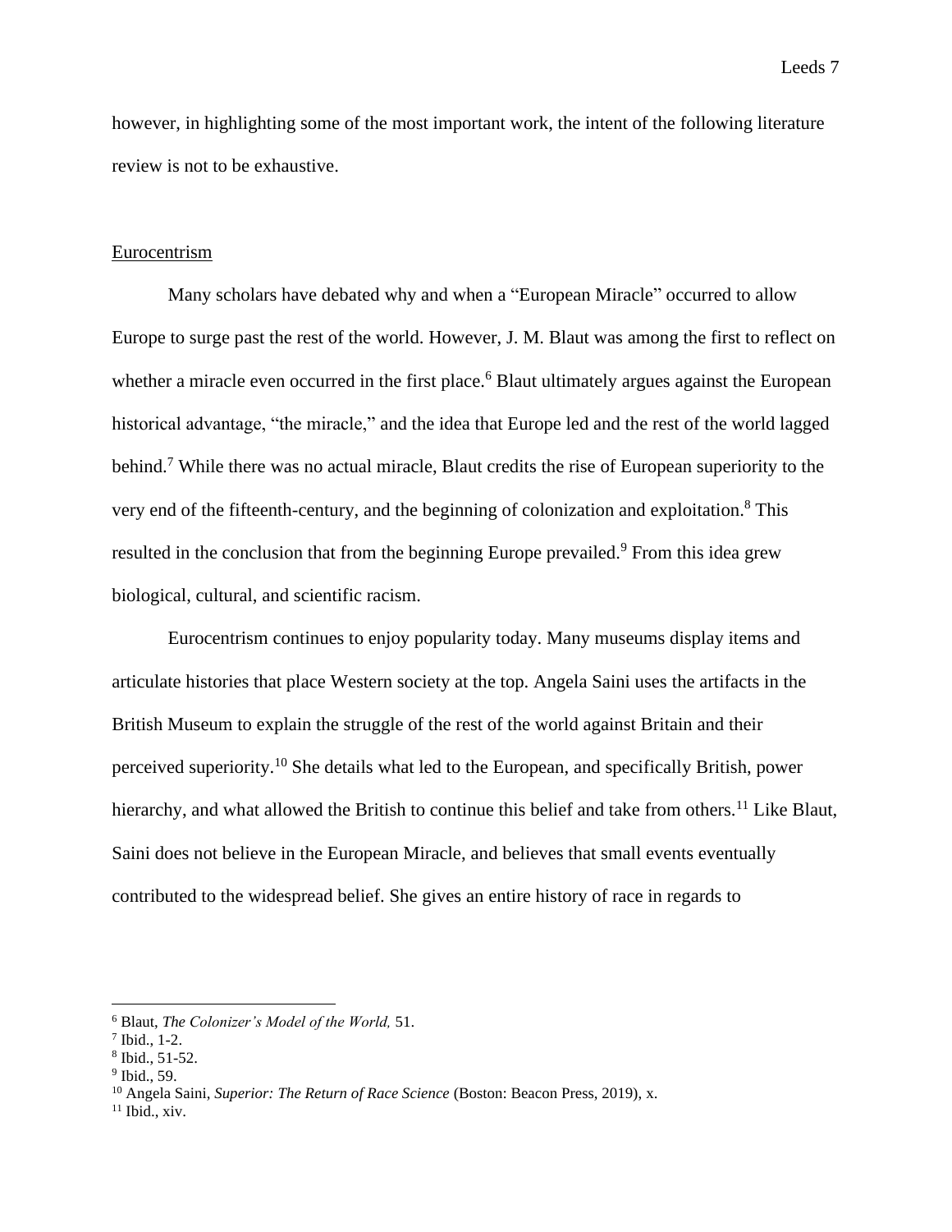however, in highlighting some of the most important work, the intent of the following literature review is not to be exhaustive.

## Eurocentrism

Many scholars have debated why and when a "European Miracle" occurred to allow Europe to surge past the rest of the world. However, J. M. Blaut was among the first to reflect on whether a miracle even occurred in the first place.[6] Blaut ultimately argues against the European historical advantage, "the miracle," and the idea that Europe led and the rest of the world lagged behind.[7] While there was no actual miracle, Blaut credits the rise of European superiority to the very end of the fifteenth-century, and the beginning of colonization and exploitation.[8] This resulted in the conclusion that from the beginning Europe prevailed.[9] From this idea grew biological, cultural, and scientific racism.

Eurocentrism continues to enjoy popularity today. Many museums display items and articulate histories that place Western society at the top. Angela Saini uses the artifacts in the British Museum to explain the struggle of the rest of the world against Britain and their perceived superiority.[10] She details what led to the European, and specifically British, power hierarchy, and what allowed the British to continue this belief and take from others.[11] Like Blaut, Saini does not believe in the European Miracle, and believes that small events eventually contributed to the widespread belief. She gives an entire history of race in regards to

---

[6] Blaut, *The Colonizer's Model of the World,* 51.

[7] Ibid., 1-2.

[8] Ibid., 51-52.

[9] Ibid., 59.

[10] Angela Saini, *Superior: The Return of Race Science* (Boston: Beacon Press, 2019), x.

[11] Ibid., xiv.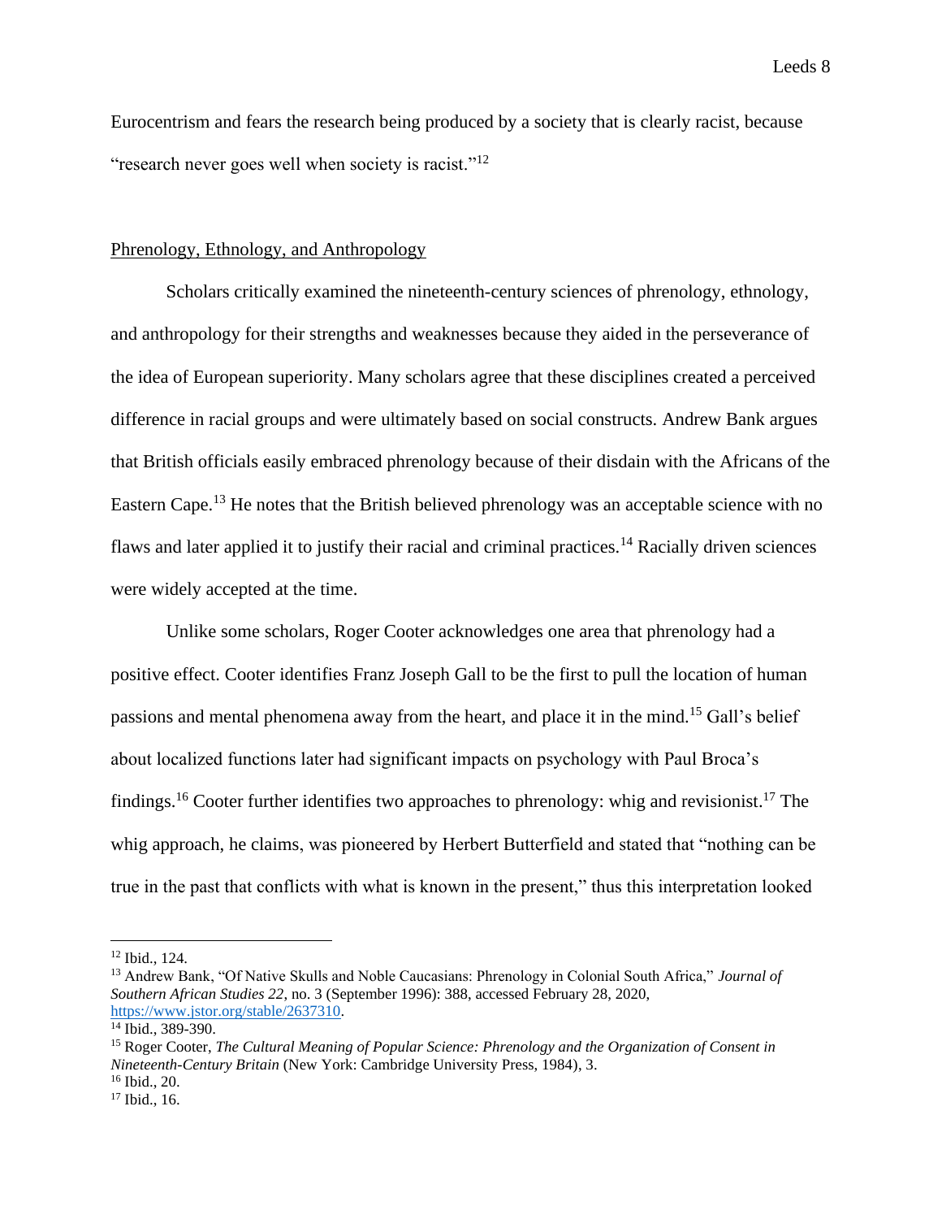Eurocentrism and fears the research being produced by a society that is clearly racist, because "research never goes well when society is racist."[12]

<u>Phrenology, Ethnology, and Anthropology</u>

Scholars critically examined the nineteenth-century sciences of phrenology, ethnology, and anthropology for their strengths and weaknesses because they aided in the perseverance of the idea of European superiority. Many scholars agree that these disciplines created a perceived difference in racial groups and were ultimately based on social constructs. Andrew Bank argues that British officials easily embraced phrenology because of their disdain with the Africans of the Eastern Cape.[13] He notes that the British believed phrenology was an acceptable science with no flaws and later applied it to justify their racial and criminal practices.[14] Racially driven sciences were widely accepted at the time.

Unlike some scholars, Roger Cooter acknowledges one area that phrenology had a positive effect. Cooter identifies Franz Joseph Gall to be the first to pull the location of human passions and mental phenomena away from the heart, and place it in the mind.[15] Gall's belief about localized functions later had significant impacts on psychology with Paul Broca's findings.[16] Cooter further identifies two approaches to phrenology: whig and revisionist.[17] The whig approach, he claims, was pioneered by Herbert Butterfield and stated that "nothing can be true in the past that conflicts with what is known in the present," thus this interpretation looked

---

[12] Ibid., 124.

[13] Andrew Bank, "Of Native Skulls and Noble Caucasians: Phrenology in Colonial South Africa," *Journal of Southern African Studies 22*, no. 3 (September 1996): 388, accessed February 28, 2020, https://www.jstor.org/stable/2637310.

[14] Ibid., 389-390.

[15] Roger Cooter, *The Cultural Meaning of Popular Science: Phrenology and the Organization of Consent in Nineteenth-Century Britain* (New York: Cambridge University Press, 1984), 3.

[16] Ibid., 20.

[17] Ibid., 16.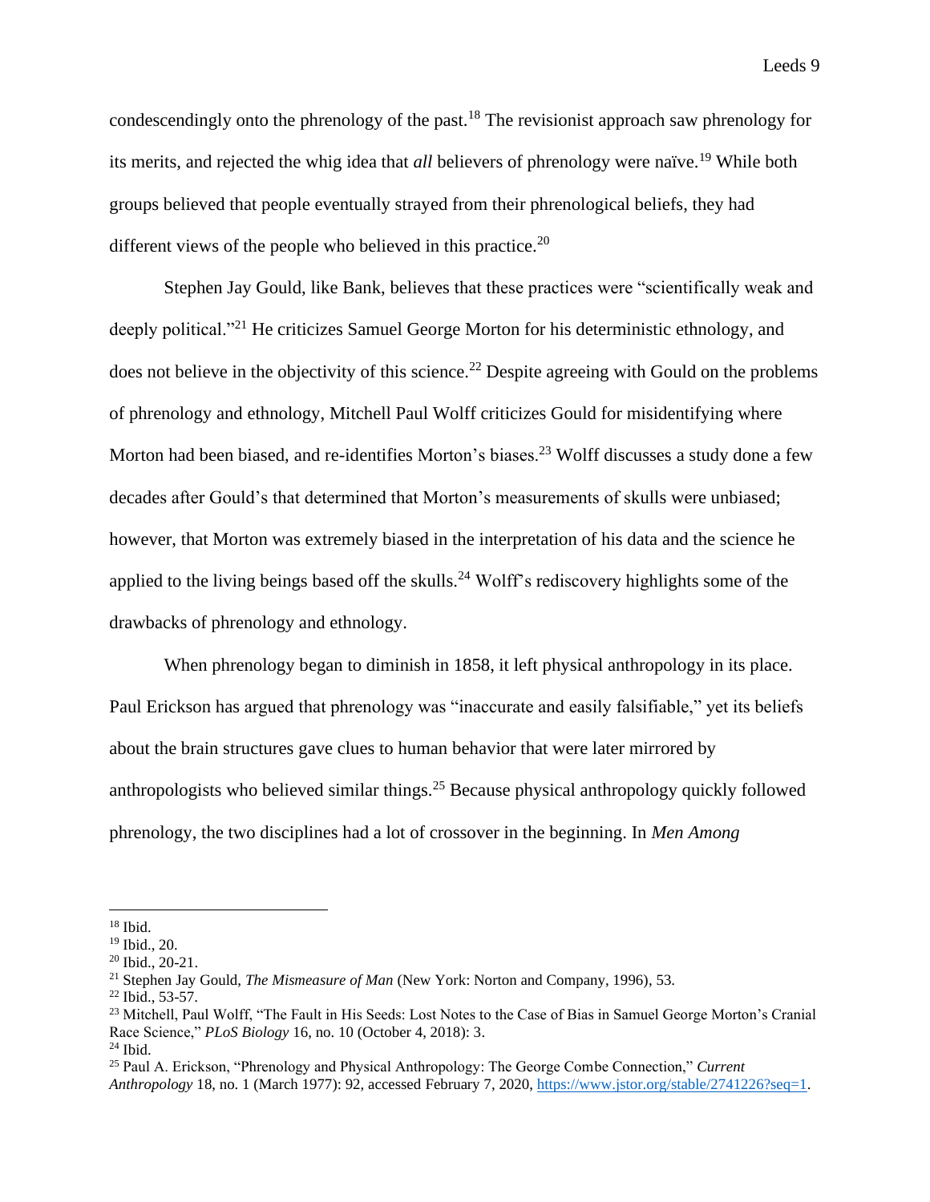condescendingly onto the phrenology of the past.[18] The revisionist approach saw phrenology for its merits, and rejected the whig idea that *all* believers of phrenology were naïve.[19] While both groups believed that people eventually strayed from their phrenological beliefs, they had different views of the people who believed in this practice.[20]

Stephen Jay Gould, like Bank, believes that these practices were "scientifically weak and deeply political."[21] He criticizes Samuel George Morton for his deterministic ethnology, and does not believe in the objectivity of this science.[22] Despite agreeing with Gould on the problems of phrenology and ethnology, Mitchell Paul Wolff criticizes Gould for misidentifying where Morton had been biased, and re-identifies Morton's biases.[23] Wolff discusses a study done a few decades after Gould's that determined that Morton's measurements of skulls were unbiased; however, that Morton was extremely biased in the interpretation of his data and the science he applied to the living beings based off the skulls.[24] Wolff's rediscovery highlights some of the drawbacks of phrenology and ethnology.

When phrenology began to diminish in 1858, it left physical anthropology in its place. Paul Erickson has argued that phrenology was "inaccurate and easily falsifiable," yet its beliefs about the brain structures gave clues to human behavior that were later mirrored by anthropologists who believed similar things.[25] Because physical anthropology quickly followed phrenology, the two disciplines had a lot of crossover in the beginning. In *Men Among*

---

[18] Ibid.

[19] Ibid., 20.

[20] Ibid., 20-21.

[21] Stephen Jay Gould, *The Mismeasure of Man* (New York: Norton and Company, 1996), 53.

[22] Ibid., 53-57.

[23] Mitchell, Paul Wolff, "The Fault in His Seeds: Lost Notes to the Case of Bias in Samuel George Morton's Cranial Race Science," *PLoS Biology* 16, no. 10 (October 4, 2018): 3.

[24] Ibid.

[25] Paul A. Erickson, "Phrenology and Physical Anthropology: The George Combe Connection," *Current Anthropology* 18, no. 1 (March 1977): 92, accessed February 7, 2020, https://www.jstor.org/stable/2741226?seq=1.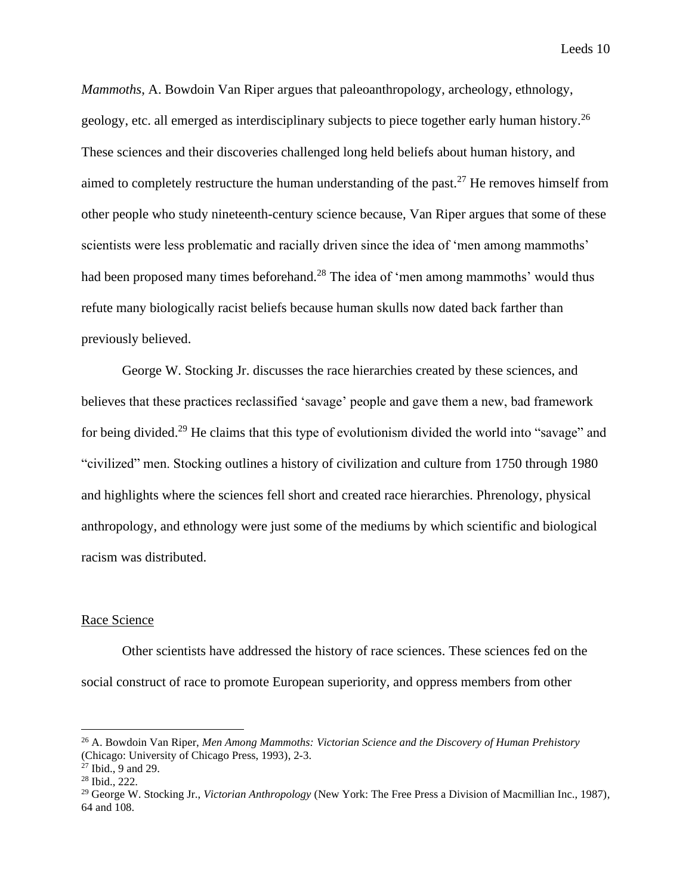*Mammoths*, A. Bowdoin Van Riper argues that paleoanthropology, archeology, ethnology, geology, etc. all emerged as interdisciplinary subjects to piece together early human history.[26] These sciences and their discoveries challenged long held beliefs about human history, and aimed to completely restructure the human understanding of the past.[27] He removes himself from other people who study nineteenth-century science because, Van Riper argues that some of these scientists were less problematic and racially driven since the idea of 'men among mammoths' had been proposed many times beforehand.[28] The idea of 'men among mammoths' would thus refute many biologically racist beliefs because human skulls now dated back farther than previously believed.

George W. Stocking Jr. discusses the race hierarchies created by these sciences, and believes that these practices reclassified 'savage' people and gave them a new, bad framework for being divided.[29] He claims that this type of evolutionism divided the world into "savage" and "civilized" men. Stocking outlines a history of civilization and culture from 1750 through 1980 and highlights where the sciences fell short and created race hierarchies. Phrenology, physical anthropology, and ethnology were just some of the mediums by which scientific and biological racism was distributed.

## Race Science

Other scientists have addressed the history of race sciences. These sciences fed on the social construct of race to promote European superiority, and oppress members from other

---

[26] A. Bowdoin Van Riper, *Men Among Mammoths: Victorian Science and the Discovery of Human Prehistory* (Chicago: University of Chicago Press, 1993), 2-3.

[27] Ibid., 9 and 29.

[28] Ibid., 222.

[29] George W. Stocking Jr., *Victorian Anthropology* (New York: The Free Press a Division of Macmillian Inc., 1987), 64 and 108.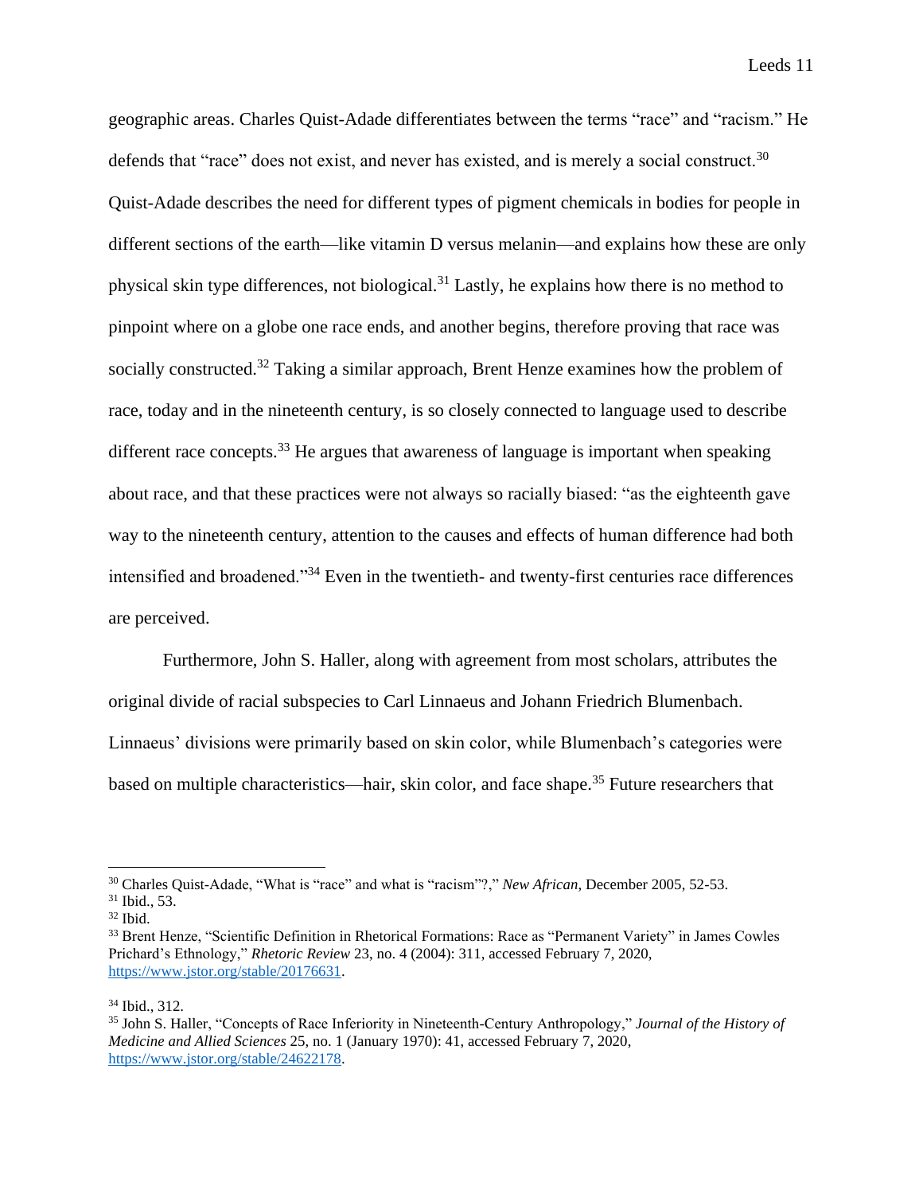geographic areas. Charles Quist-Adade differentiates between the terms "race" and "racism." He defends that "race" does not exist, and never has existed, and is merely a social construct.[30] Quist-Adade describes the need for different types of pigment chemicals in bodies for people in different sections of the earth—like vitamin D versus melanin—and explains how these are only physical skin type differences, not biological.[31] Lastly, he explains how there is no method to pinpoint where on a globe one race ends, and another begins, therefore proving that race was socially constructed.[32] Taking a similar approach, Brent Henze examines how the problem of race, today and in the nineteenth century, is so closely connected to language used to describe different race concepts.[33] He argues that awareness of language is important when speaking about race, and that these practices were not always so racially biased: "as the eighteenth gave way to the nineteenth century, attention to the causes and effects of human difference had both intensified and broadened."[34] Even in the twentieth- and twenty-first centuries race differences are perceived.

Furthermore, John S. Haller, along with agreement from most scholars, attributes the original divide of racial subspecies to Carl Linnaeus and Johann Friedrich Blumenbach. Linnaeus' divisions were primarily based on skin color, while Blumenbach's categories were based on multiple characteristics—hair, skin color, and face shape.[35] Future researchers that

---

[30] Charles Quist-Adade, "What is "race" and what is "racism"?," *New African*, December 2005, 52-53.

[31] Ibid., 53.

[32] Ibid.

[33] Brent Henze, "Scientific Definition in Rhetorical Formations: Race as "Permanent Variety" in James Cowles Prichard's Ethnology," *Rhetoric Review* 23, no. 4 (2004): 311, accessed February 7, 2020, https://www.jstor.org/stable/20176631.

[34] Ibid., 312.

[35] John S. Haller, "Concepts of Race Inferiority in Nineteenth-Century Anthropology," *Journal of the History of Medicine and Allied Sciences* 25, no. 1 (January 1970): 41, accessed February 7, 2020, https://www.jstor.org/stable/24622178.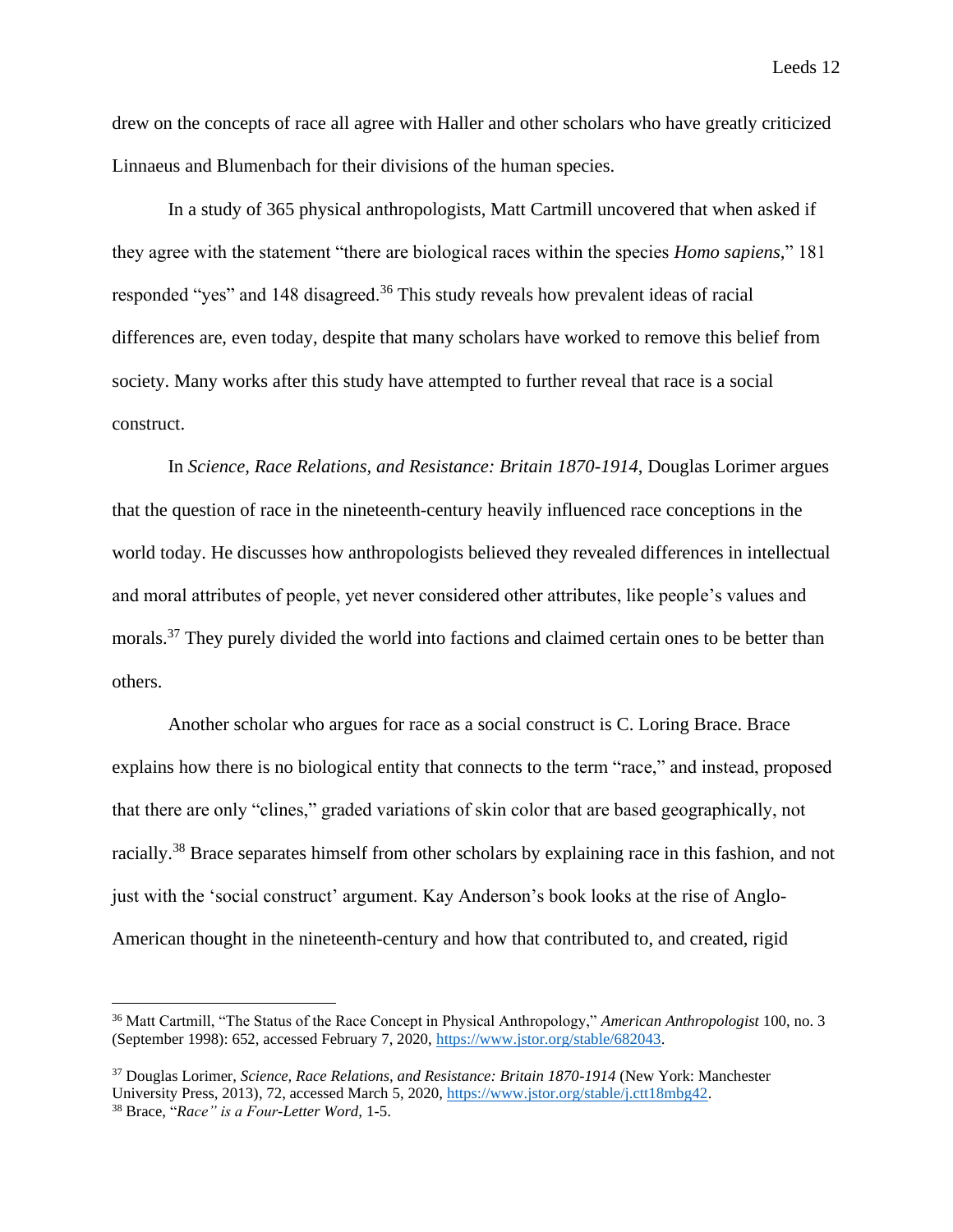drew on the concepts of race all agree with Haller and other scholars who have greatly criticized Linnaeus and Blumenbach for their divisions of the human species.

In a study of 365 physical anthropologists, Matt Cartmill uncovered that when asked if they agree with the statement "there are biological races within the species *Homo sapiens*," 181 responded "yes" and 148 disagreed.[36] This study reveals how prevalent ideas of racial differences are, even today, despite that many scholars have worked to remove this belief from society. Many works after this study have attempted to further reveal that race is a social construct.

In *Science, Race Relations, and Resistance: Britain 1870-1914*, Douglas Lorimer argues that the question of race in the nineteenth-century heavily influenced race conceptions in the world today. He discusses how anthropologists believed they revealed differences in intellectual and moral attributes of people, yet never considered other attributes, like people's values and morals.[37] They purely divided the world into factions and claimed certain ones to be better than others.

Another scholar who argues for race as a social construct is C. Loring Brace. Brace explains how there is no biological entity that connects to the term "race," and instead, proposed that there are only "clines," graded variations of skin color that are based geographically, not racially.[38] Brace separates himself from other scholars by explaining race in this fashion, and not just with the 'social construct' argument. Kay Anderson's book looks at the rise of Anglo-American thought in the nineteenth-century and how that contributed to, and created, rigid

---

[36] Matt Cartmill, "The Status of the Race Concept in Physical Anthropology," *American Anthropologist* 100, no. 3 (September 1998): 652, accessed February 7, 2020, https://www.jstor.org/stable/682043.

[37] Douglas Lorimer, *Science, Race Relations, and Resistance: Britain 1870-1914* (New York: Manchester University Press, 2013), 72, accessed March 5, 2020, https://www.jstor.org/stable/j.ctt18mbg42.

[38] Brace, "*Race" is a Four-Letter Word*, 1-5.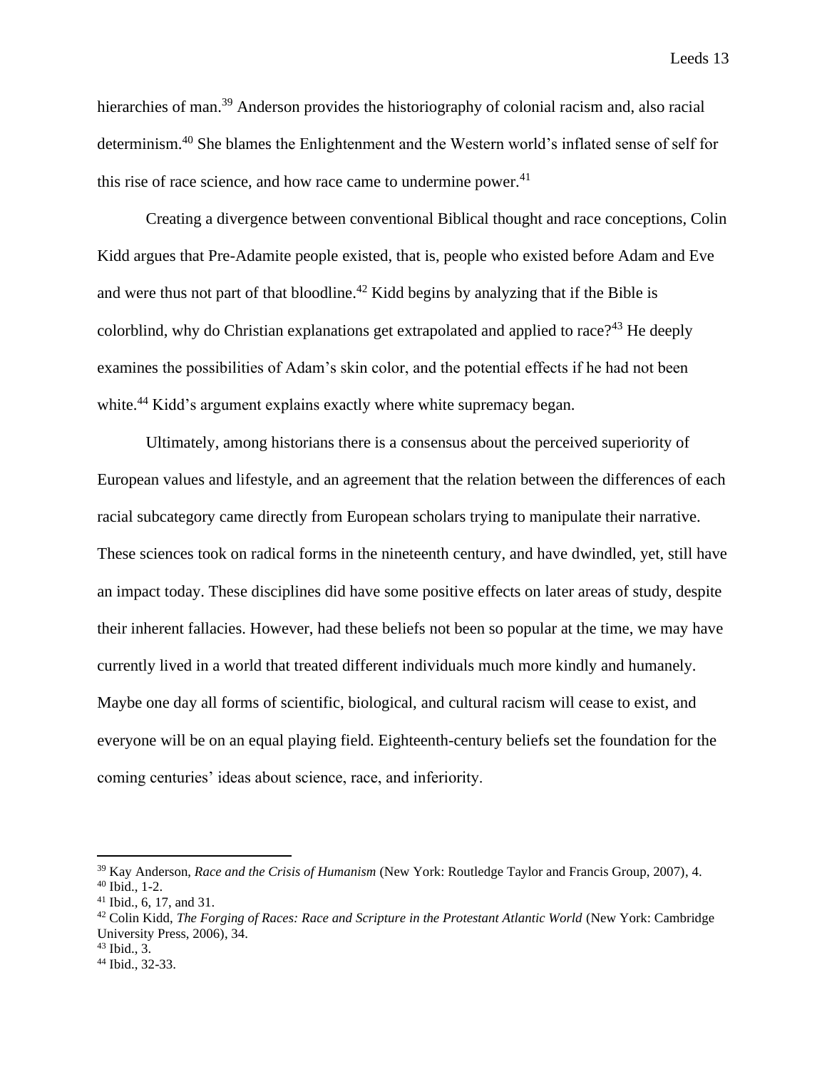hierarchies of man.[39] Anderson provides the historiography of colonial racism and, also racial determinism.[40] She blames the Enlightenment and the Western world's inflated sense of self for this rise of race science, and how race came to undermine power.[41]

Creating a divergence between conventional Biblical thought and race conceptions, Colin Kidd argues that Pre-Adamite people existed, that is, people who existed before Adam and Eve and were thus not part of that bloodline.[42] Kidd begins by analyzing that if the Bible is colorblind, why do Christian explanations get extrapolated and applied to race?[43] He deeply examines the possibilities of Adam's skin color, and the potential effects if he had not been white.[44] Kidd's argument explains exactly where white supremacy began.

Ultimately, among historians there is a consensus about the perceived superiority of European values and lifestyle, and an agreement that the relation between the differences of each racial subcategory came directly from European scholars trying to manipulate their narrative. These sciences took on radical forms in the nineteenth century, and have dwindled, yet, still have an impact today. These disciplines did have some positive effects on later areas of study, despite their inherent fallacies. However, had these beliefs not been so popular at the time, we may have currently lived in a world that treated different individuals much more kindly and humanely. Maybe one day all forms of scientific, biological, and cultural racism will cease to exist, and everyone will be on an equal playing field. Eighteenth-century beliefs set the foundation for the coming centuries' ideas about science, race, and inferiority.

---

[39] Kay Anderson, *Race and the Crisis of Humanism* (New York: Routledge Taylor and Francis Group, 2007), 4.
[40] Ibid., 1-2.
[41] Ibid., 6, 17, and 31.
[42] Colin Kidd, *The Forging of Races: Race and Scripture in the Protestant Atlantic World* (New York: Cambridge University Press, 2006), 34.
[43] Ibid., 3.
[44] Ibid., 32-33.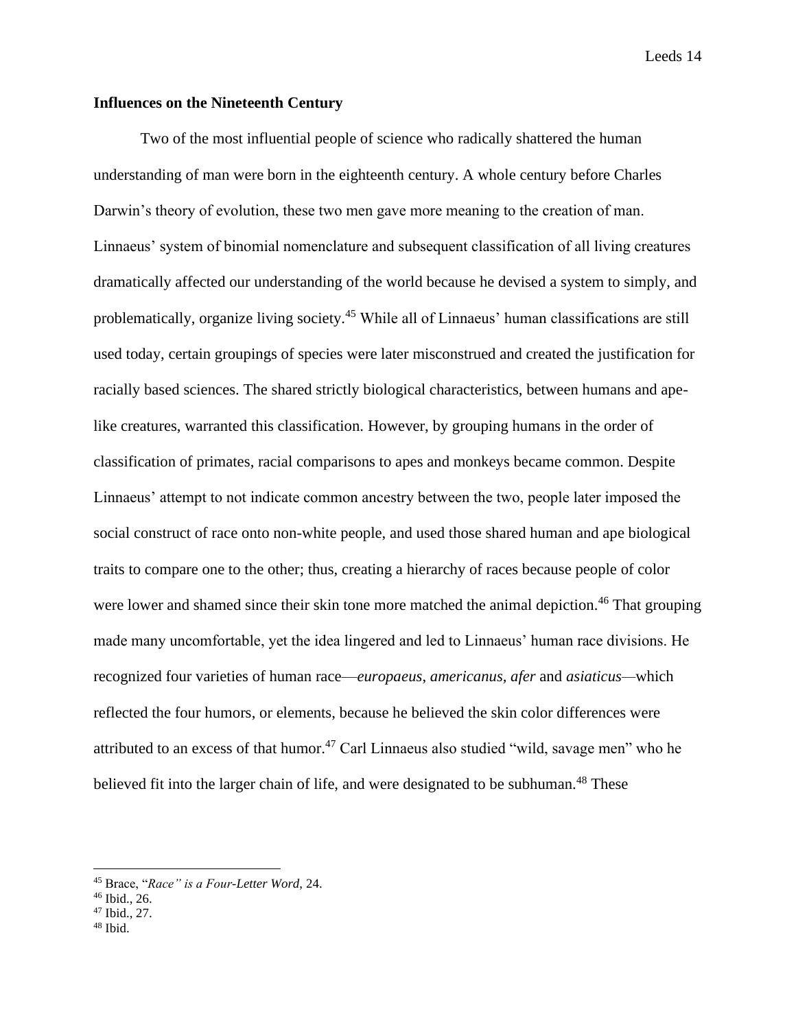## Influences on the Nineteenth Century

Two of the most influential people of science who radically shattered the human understanding of man were born in the eighteenth century. A whole century before Charles Darwin's theory of evolution, these two men gave more meaning to the creation of man. Linnaeus' system of binomial nomenclature and subsequent classification of all living creatures dramatically affected our understanding of the world because he devised a system to simply, and problematically, organize living society.[45] While all of Linnaeus' human classifications are still used today, certain groupings of species were later misconstrued and created the justification for racially based sciences. The shared strictly biological characteristics, between humans and ape-like creatures, warranted this classification. However, by grouping humans in the order of classification of primates, racial comparisons to apes and monkeys became common. Despite Linnaeus' attempt to not indicate common ancestry between the two, people later imposed the social construct of race onto non-white people, and used those shared human and ape biological traits to compare one to the other; thus, creating a hierarchy of races because people of color were lower and shamed since their skin tone more matched the animal depiction.[46] That grouping made many uncomfortable, yet the idea lingered and led to Linnaeus' human race divisions. He recognized four varieties of human race—*europaeus*, *americanus, afer* and *asiaticus*—which reflected the four humors, or elements, because he believed the skin color differences were attributed to an excess of that humor.[47] Carl Linnaeus also studied "wild, savage men" who he believed fit into the larger chain of life, and were designated to be subhuman.[48] These

---

[45] Brace, "*Race" is a Four-Letter Word,* 24.
[46] Ibid., 26.
[47] Ibid., 27.
[48] Ibid.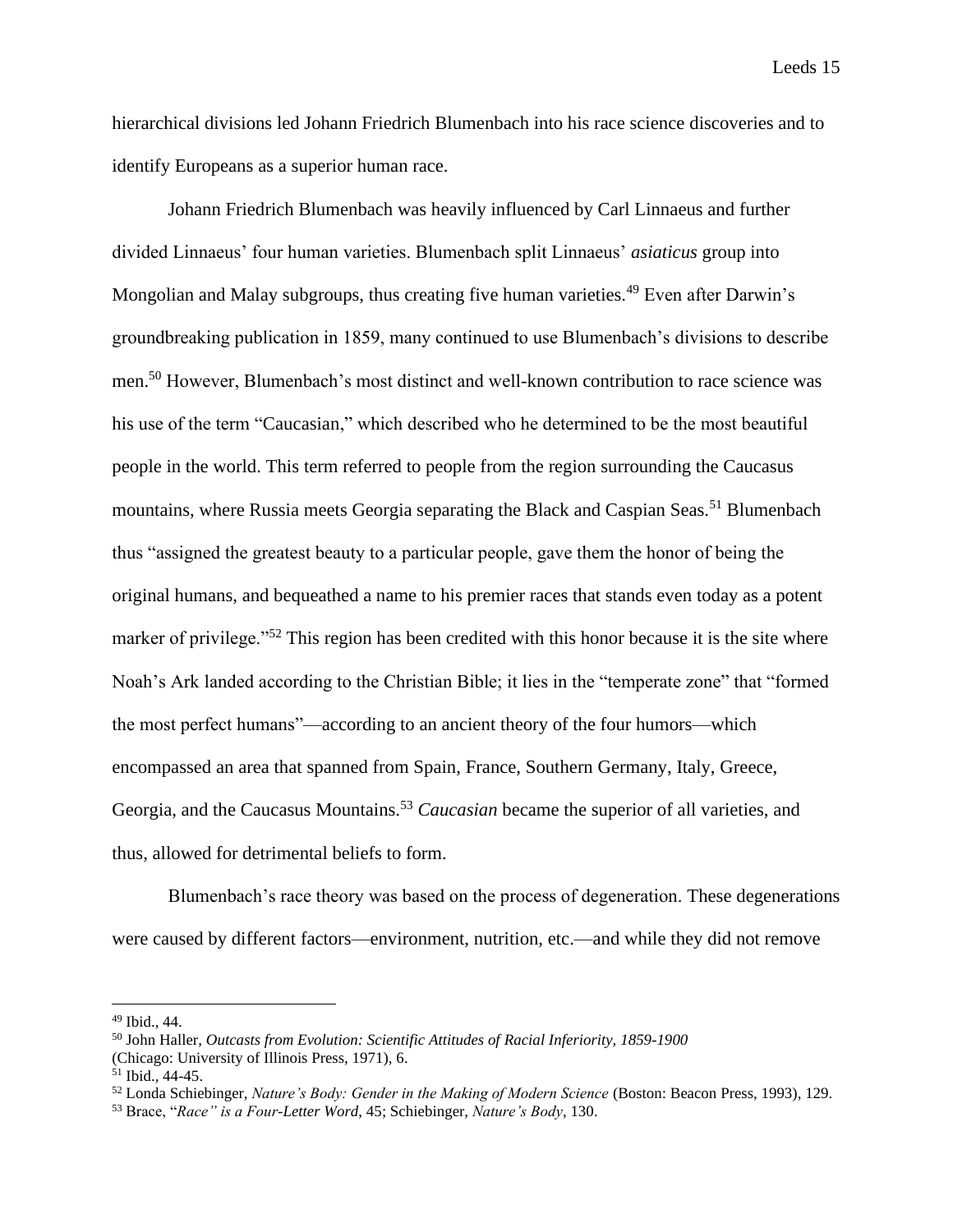hierarchical divisions led Johann Friedrich Blumenbach into his race science discoveries and to identify Europeans as a superior human race.

Johann Friedrich Blumenbach was heavily influenced by Carl Linnaeus and further divided Linnaeus' four human varieties. Blumenbach split Linnaeus' *asiaticus* group into Mongolian and Malay subgroups, thus creating five human varieties.[49] Even after Darwin's groundbreaking publication in 1859, many continued to use Blumenbach's divisions to describe men.[50] However, Blumenbach's most distinct and well-known contribution to race science was his use of the term "Caucasian," which described who he determined to be the most beautiful people in the world. This term referred to people from the region surrounding the Caucasus mountains, where Russia meets Georgia separating the Black and Caspian Seas.[51] Blumenbach thus "assigned the greatest beauty to a particular people, gave them the honor of being the original humans, and bequeathed a name to his premier races that stands even today as a potent marker of privilege."[52] This region has been credited with this honor because it is the site where Noah's Ark landed according to the Christian Bible; it lies in the "temperate zone" that "formed the most perfect humans"—according to an ancient theory of the four humors—which encompassed an area that spanned from Spain, France, Southern Germany, Italy, Greece, Georgia, and the Caucasus Mountains.[53] *Caucasian* became the superior of all varieties, and thus, allowed for detrimental beliefs to form.

Blumenbach's race theory was based on the process of degeneration. These degenerations were caused by different factors—environment, nutrition, etc.—and while they did not remove

---

[49] Ibid., 44.

[50] John Haller, *Outcasts from Evolution: Scientific Attitudes of Racial Inferiority, 1859-1900* (Chicago: University of Illinois Press, 1971), 6.

[51] Ibid., 44-45.

[52] Londa Schiebinger, *Nature's Body: Gender in the Making of Modern Science* (Boston: Beacon Press, 1993), 129.

[53] Brace, "*Race" is a Four-Letter Word*, 45; Schiebinger, *Nature's Body*, 130.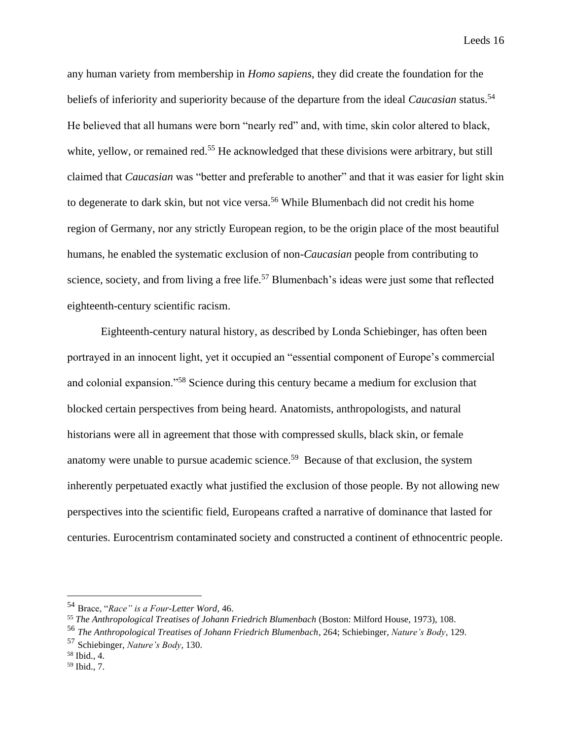any human variety from membership in *Homo sapiens*, they did create the foundation for the beliefs of inferiority and superiority because of the departure from the ideal *Caucasian* status.[54] He believed that all humans were born "nearly red" and, with time, skin color altered to black, white, yellow, or remained red.[55] He acknowledged that these divisions were arbitrary, but still claimed that *Caucasian* was "better and preferable to another" and that it was easier for light skin to degenerate to dark skin, but not vice versa.[56] While Blumenbach did not credit his home region of Germany, nor any strictly European region, to be the origin place of the most beautiful humans, he enabled the systematic exclusion of non-*Caucasian* people from contributing to science, society, and from living a free life.[57] Blumenbach's ideas were just some that reflected eighteenth-century scientific racism.

Eighteenth-century natural history, as described by Londa Schiebinger, has often been portrayed in an innocent light, yet it occupied an "essential component of Europe's commercial and colonial expansion."[58] Science during this century became a medium for exclusion that blocked certain perspectives from being heard. Anatomists, anthropologists, and natural historians were all in agreement that those with compressed skulls, black skin, or female anatomy were unable to pursue academic science.[59] Because of that exclusion, the system inherently perpetuated exactly what justified the exclusion of those people. By not allowing new perspectives into the scientific field, Europeans crafted a narrative of dominance that lasted for centuries. Eurocentrism contaminated society and constructed a continent of ethnocentric people.

---

[54] Brace, "*Race" is a Four-Letter Word*, 46.

[55] *The Anthropological Treatises of Johann Friedrich Blumenbach* (Boston: Milford House, 1973), 108.

[56] *The Anthropological Treatises of Johann Friedrich Blumenbach*, 264; Schiebinger, *Nature's Body*, 129.

[57] Schiebinger, *Nature's Body,* 130.

[58] Ibid., 4.

[59] Ibid., 7.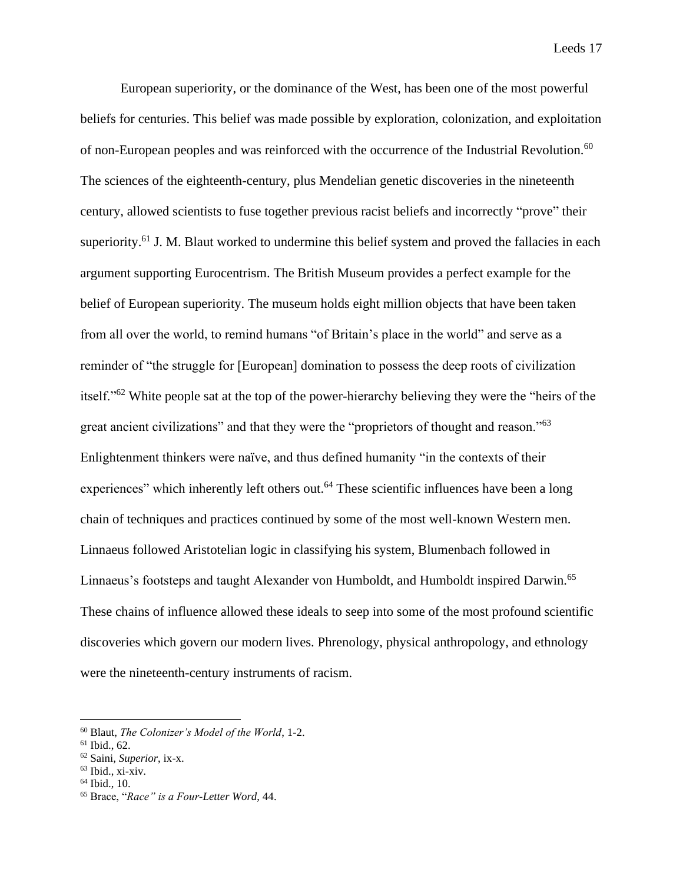European superiority, or the dominance of the West, has been one of the most powerful beliefs for centuries. This belief was made possible by exploration, colonization, and exploitation of non-European peoples and was reinforced with the occurrence of the Industrial Revolution.[60] The sciences of the eighteenth-century, plus Mendelian genetic discoveries in the nineteenth century, allowed scientists to fuse together previous racist beliefs and incorrectly "prove" their superiority.[61] J. M. Blaut worked to undermine this belief system and proved the fallacies in each argument supporting Eurocentrism. The British Museum provides a perfect example for the belief of European superiority. The museum holds eight million objects that have been taken from all over the world, to remind humans "of Britain's place in the world" and serve as a reminder of "the struggle for [European] domination to possess the deep roots of civilization itself."[62] White people sat at the top of the power-hierarchy believing they were the "heirs of the great ancient civilizations" and that they were the "proprietors of thought and reason."[63] Enlightenment thinkers were naïve, and thus defined humanity "in the contexts of their experiences" which inherently left others out.[64] These scientific influences have been a long chain of techniques and practices continued by some of the most well-known Western men. Linnaeus followed Aristotelian logic in classifying his system, Blumenbach followed in Linnaeus's footsteps and taught Alexander von Humboldt, and Humboldt inspired Darwin.[65] These chains of influence allowed these ideals to seep into some of the most profound scientific discoveries which govern our modern lives. Phrenology, physical anthropology, and ethnology were the nineteenth-century instruments of racism.

---

[60] Blaut, *The Colonizer's Model of the World*, 1-2.

[61] Ibid., 62.

[62] Saini, *Superior*, ix-x.

[63] Ibid., xi-xiv.

[64] Ibid., 10.

[65] Brace, "*Race" is a Four-Letter Word*, 44.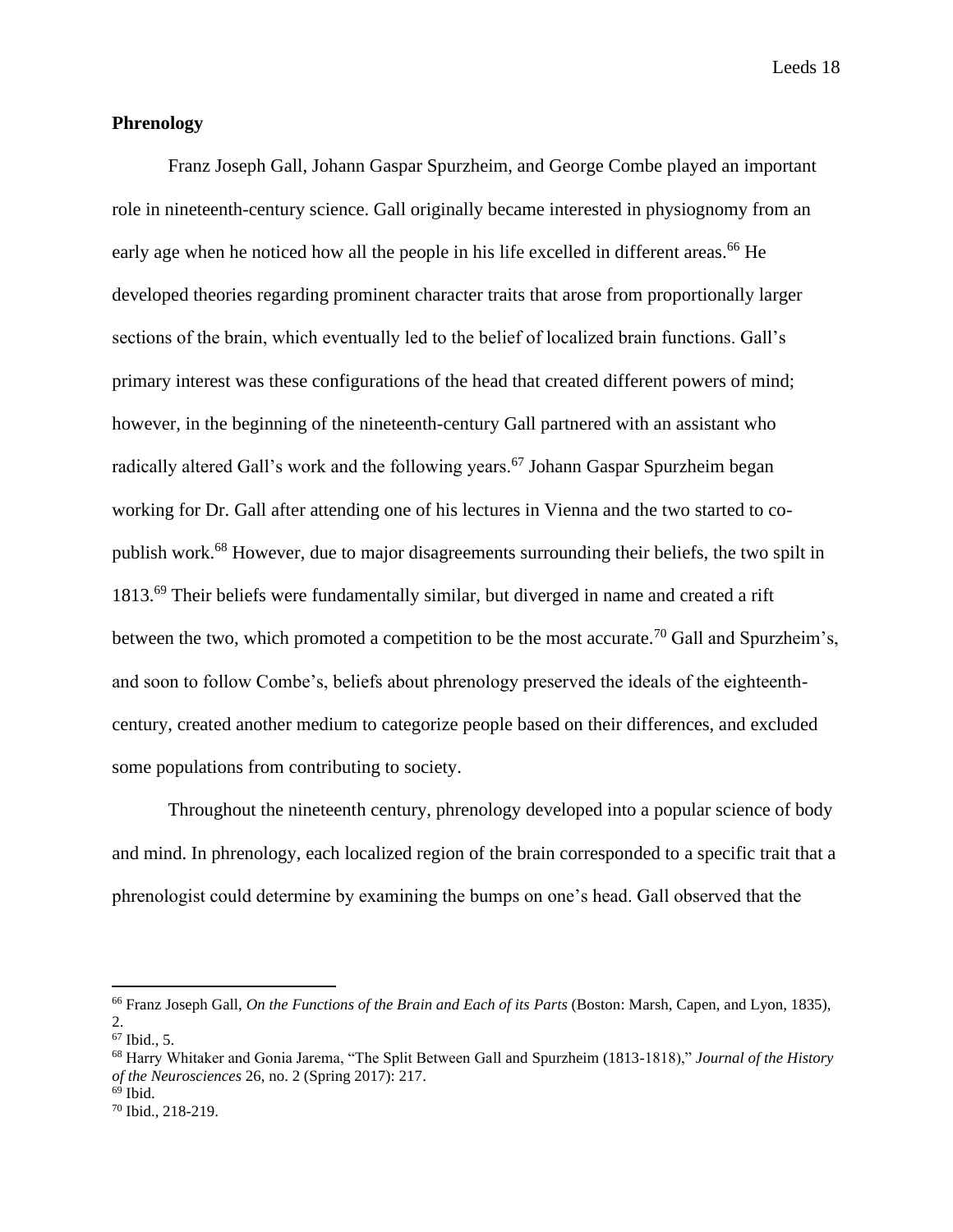**Phrenology**

Franz Joseph Gall, Johann Gaspar Spurzheim, and George Combe played an important role in nineteenth-century science. Gall originally became interested in physiognomy from an early age when he noticed how all the people in his life excelled in different areas.[66] He developed theories regarding prominent character traits that arose from proportionally larger sections of the brain, which eventually led to the belief of localized brain functions. Gall's primary interest was these configurations of the head that created different powers of mind; however, in the beginning of the nineteenth-century Gall partnered with an assistant who radically altered Gall's work and the following years.[67] Johann Gaspar Spurzheim began working for Dr. Gall after attending one of his lectures in Vienna and the two started to co-publish work.[68] However, due to major disagreements surrounding their beliefs, the two spilt in 1813.[69] Their beliefs were fundamentally similar, but diverged in name and created a rift between the two, which promoted a competition to be the most accurate.[70] Gall and Spurzheim's, and soon to follow Combe's, beliefs about phrenology preserved the ideals of the eighteenth-century, created another medium to categorize people based on their differences, and excluded some populations from contributing to society.

Throughout the nineteenth century, phrenology developed into a popular science of body and mind. In phrenology, each localized region of the brain corresponded to a specific trait that a phrenologist could determine by examining the bumps on one's head. Gall observed that the

---

[66] Franz Joseph Gall, *On the Functions of the Brain and Each of its Parts* (Boston: Marsh, Capen, and Lyon, 1835), 2.

[67] Ibid., 5.

[68] Harry Whitaker and Gonia Jarema, "The Split Between Gall and Spurzheim (1813-1818)," *Journal of the History of the Neurosciences* 26, no. 2 (Spring 2017): 217.

[69] Ibid.

[70] Ibid., 218-219.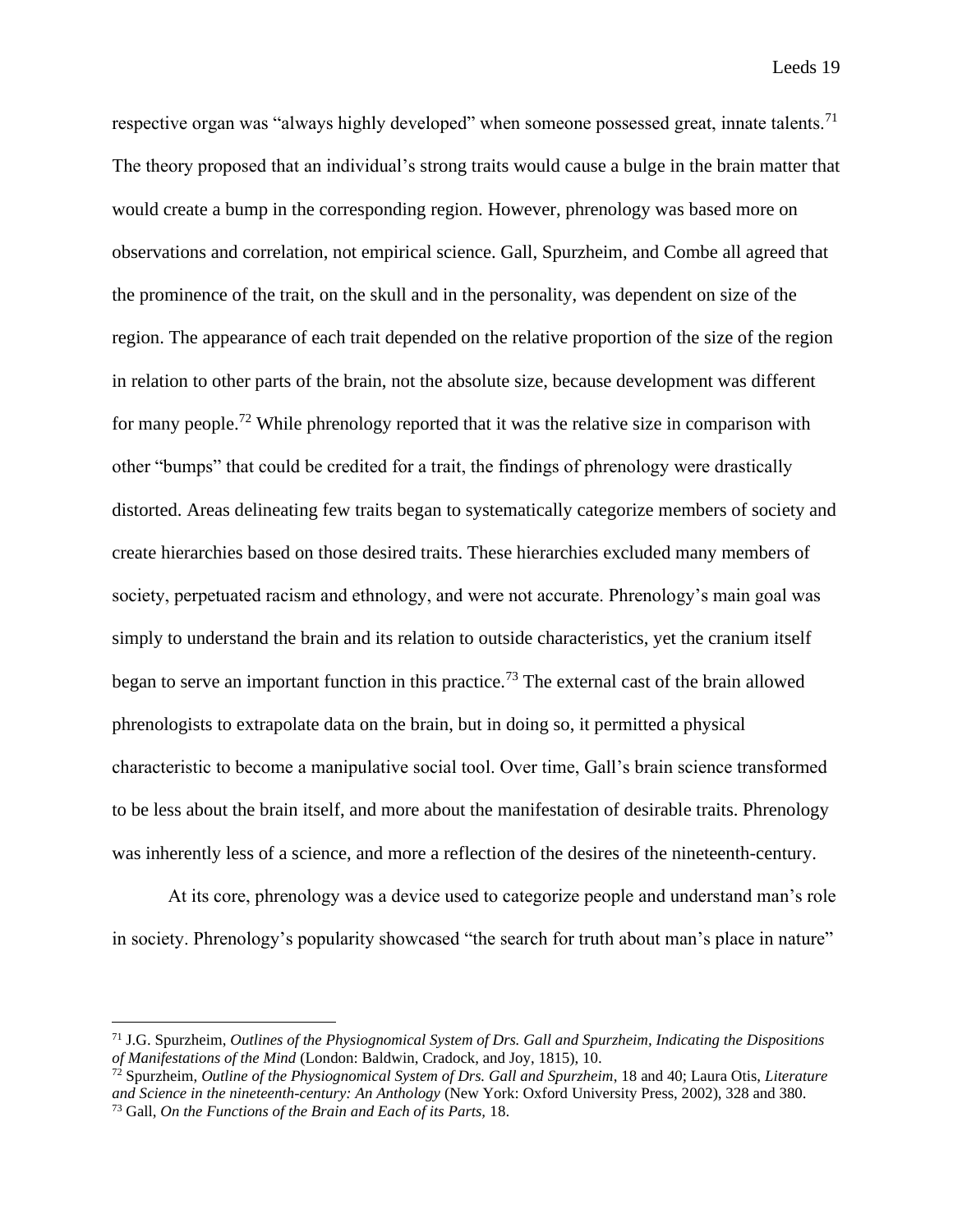respective organ was "always highly developed" when someone possessed great, innate talents.[71] The theory proposed that an individual's strong traits would cause a bulge in the brain matter that would create a bump in the corresponding region. However, phrenology was based more on observations and correlation, not empirical science. Gall, Spurzheim, and Combe all agreed that the prominence of the trait, on the skull and in the personality, was dependent on size of the region. The appearance of each trait depended on the relative proportion of the size of the region in relation to other parts of the brain, not the absolute size, because development was different for many people.[72] While phrenology reported that it was the relative size in comparison with other "bumps" that could be credited for a trait, the findings of phrenology were drastically distorted. Areas delineating few traits began to systematically categorize members of society and create hierarchies based on those desired traits. These hierarchies excluded many members of society, perpetuated racism and ethnology, and were not accurate. Phrenology's main goal was simply to understand the brain and its relation to outside characteristics, yet the cranium itself began to serve an important function in this practice.[73] The external cast of the brain allowed phrenologists to extrapolate data on the brain, but in doing so, it permitted a physical characteristic to become a manipulative social tool. Over time, Gall's brain science transformed to be less about the brain itself, and more about the manifestation of desirable traits. Phrenology was inherently less of a science, and more a reflection of the desires of the nineteenth-century.

At its core, phrenology was a device used to categorize people and understand man's role in society. Phrenology's popularity showcased "the search for truth about man's place in nature"

---

[71] J.G. Spurzheim, *Outlines of the Physiognomical System of Drs. Gall and Spurzheim, Indicating the Dispositions of Manifestations of the Mind* (London: Baldwin, Cradock, and Joy, 1815), 10.

[72] Spurzheim, *Outline of the Physiognomical System of Drs. Gall and Spurzheim*, 18 and 40; Laura Otis, *Literature and Science in the nineteenth-century: An Anthology* (New York: Oxford University Press, 2002), 328 and 380.

[73] Gall, *On the Functions of the Brain and Each of its Parts*, 18.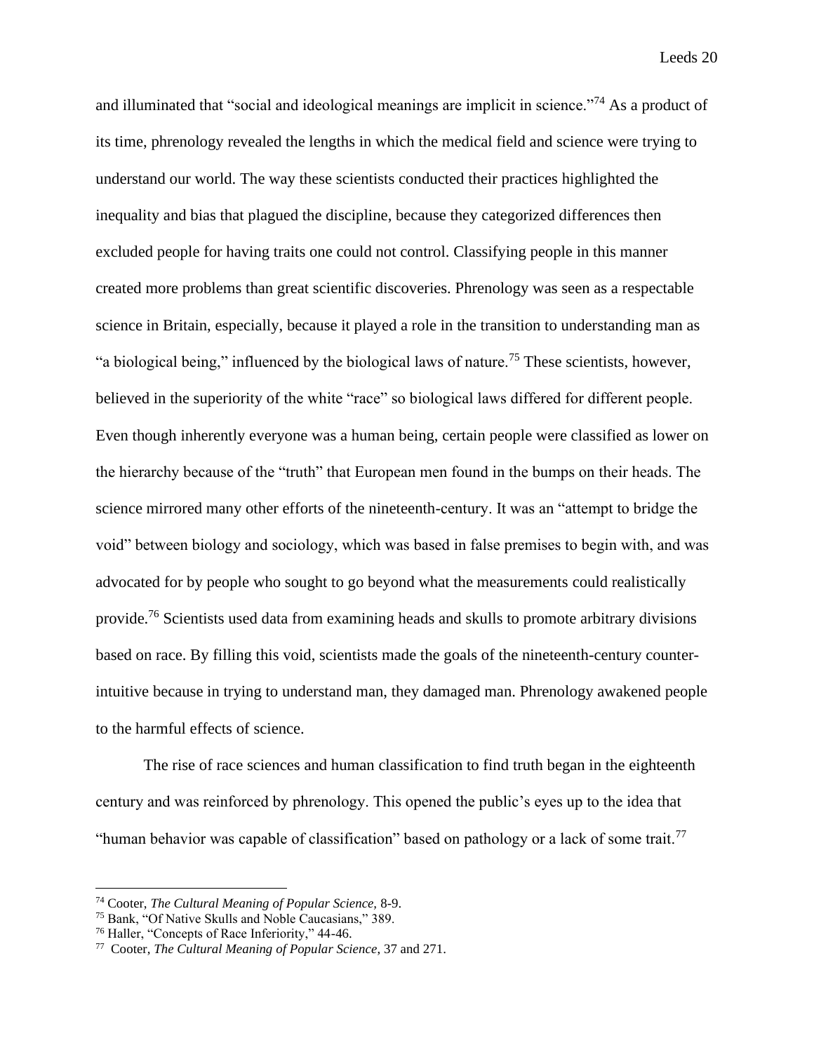and illuminated that "social and ideological meanings are implicit in science."[74] As a product of its time, phrenology revealed the lengths in which the medical field and science were trying to understand our world. The way these scientists conducted their practices highlighted the inequality and bias that plagued the discipline, because they categorized differences then excluded people for having traits one could not control. Classifying people in this manner created more problems than great scientific discoveries. Phrenology was seen as a respectable science in Britain, especially, because it played a role in the transition to understanding man as "a biological being," influenced by the biological laws of nature.[75] These scientists, however, believed in the superiority of the white "race" so biological laws differed for different people. Even though inherently everyone was a human being, certain people were classified as lower on the hierarchy because of the "truth" that European men found in the bumps on their heads. The science mirrored many other efforts of the nineteenth-century. It was an "attempt to bridge the void" between biology and sociology, which was based in false premises to begin with, and was advocated for by people who sought to go beyond what the measurements could realistically provide.[76] Scientists used data from examining heads and skulls to promote arbitrary divisions based on race. By filling this void, scientists made the goals of the nineteenth-century counter-intuitive because in trying to understand man, they damaged man. Phrenology awakened people to the harmful effects of science.

The rise of race sciences and human classification to find truth began in the eighteenth century and was reinforced by phrenology. This opened the public's eyes up to the idea that "human behavior was capable of classification" based on pathology or a lack of some trait.[77]

---

[74] Cooter, *The Cultural Meaning of Popular Science,* 8-9.

[75] Bank, "Of Native Skulls and Noble Caucasians," 389.

[76] Haller, "Concepts of Race Inferiority," 44-46.

[77] Cooter, *The Cultural Meaning of Popular Science,* 37 and 271.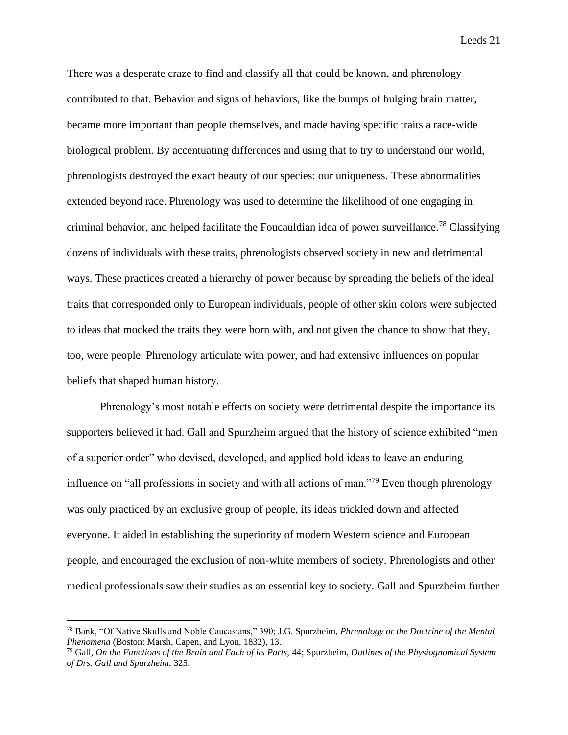There was a desperate craze to find and classify all that could be known, and phrenology contributed to that. Behavior and signs of behaviors, like the bumps of bulging brain matter, became more important than people themselves, and made having specific traits a race-wide biological problem. By accentuating differences and using that to try to understand our world, phrenologists destroyed the exact beauty of our species: our uniqueness. These abnormalities extended beyond race. Phrenology was used to determine the likelihood of one engaging in criminal behavior, and helped facilitate the Foucauldian idea of power surveillance.[78] Classifying dozens of individuals with these traits, phrenologists observed society in new and detrimental ways. These practices created a hierarchy of power because by spreading the beliefs of the ideal traits that corresponded only to European individuals, people of other skin colors were subjected to ideas that mocked the traits they were born with, and not given the chance to show that they, too, were people. Phrenology articulate with power, and had extensive influences on popular beliefs that shaped human history.

Phrenology's most notable effects on society were detrimental despite the importance its supporters believed it had. Gall and Spurzheim argued that the history of science exhibited "men of a superior order" who devised, developed, and applied bold ideas to leave an enduring influence on "all professions in society and with all actions of man."[79] Even though phrenology was only practiced by an exclusive group of people, its ideas trickled down and affected everyone. It aided in establishing the superiority of modern Western science and European people, and encouraged the exclusion of non-white members of society. Phrenologists and other medical professionals saw their studies as an essential key to society. Gall and Spurzheim further

---

[78] Bank, "Of Native Skulls and Noble Caucasians," 390; J.G. Spurzheim, *Phrenology or the Doctrine of the Mental Phenomena* (Boston: Marsh, Capen, and Lyon, 1832), 13.

[79] Gall, *On the Functions of the Brain and Each of its Parts,* 44; Spurzheim, *Outlines of the Physiognomical System of Drs. Gall and Spurzheim,* 325.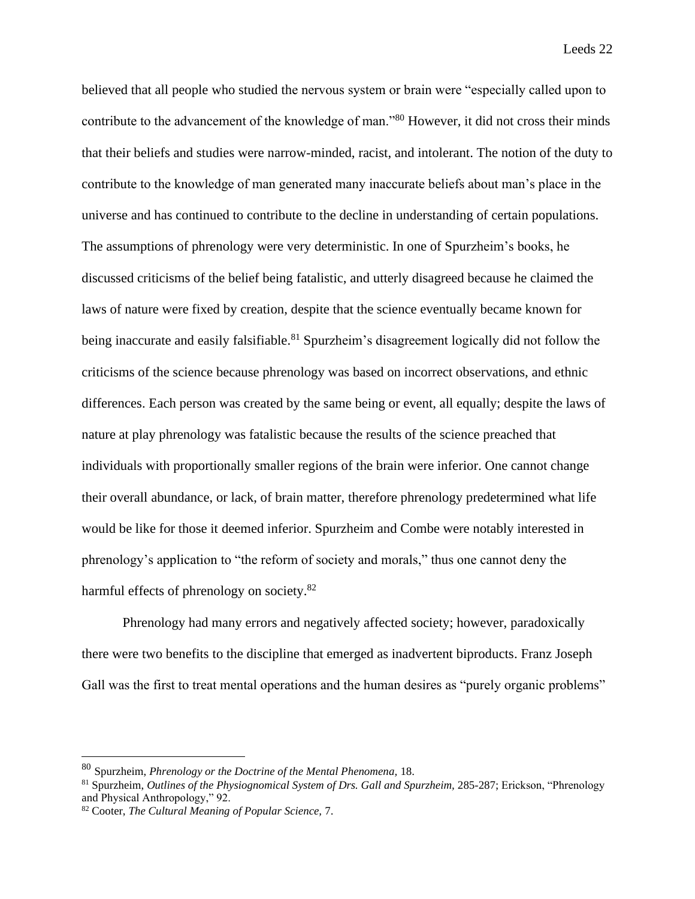believed that all people who studied the nervous system or brain were "especially called upon to contribute to the advancement of the knowledge of man."[80] However, it did not cross their minds that their beliefs and studies were narrow-minded, racist, and intolerant. The notion of the duty to contribute to the knowledge of man generated many inaccurate beliefs about man's place in the universe and has continued to contribute to the decline in understanding of certain populations. The assumptions of phrenology were very deterministic. In one of Spurzheim's books, he discussed criticisms of the belief being fatalistic, and utterly disagreed because he claimed the laws of nature were fixed by creation, despite that the science eventually became known for being inaccurate and easily falsifiable.[81] Spurzheim's disagreement logically did not follow the criticisms of the science because phrenology was based on incorrect observations, and ethnic differences. Each person was created by the same being or event, all equally; despite the laws of nature at play phrenology was fatalistic because the results of the science preached that individuals with proportionally smaller regions of the brain were inferior. One cannot change their overall abundance, or lack, of brain matter, therefore phrenology predetermined what life would be like for those it deemed inferior. Spurzheim and Combe were notably interested in phrenology's application to "the reform of society and morals," thus one cannot deny the harmful effects of phrenology on society.[82]

Phrenology had many errors and negatively affected society; however, paradoxically there were two benefits to the discipline that emerged as inadvertent biproducts. Franz Joseph Gall was the first to treat mental operations and the human desires as "purely organic problems"

---

[80] Spurzheim, *Phrenology or the Doctrine of the Mental Phenomena,* 18.

[81] Spurzheim, *Outlines of the Physiognomical System of Drs. Gall and Spurzheim,* 285-287; Erickson, "Phrenology and Physical Anthropology," 92.

[82] Cooter, *The Cultural Meaning of Popular Science,* 7.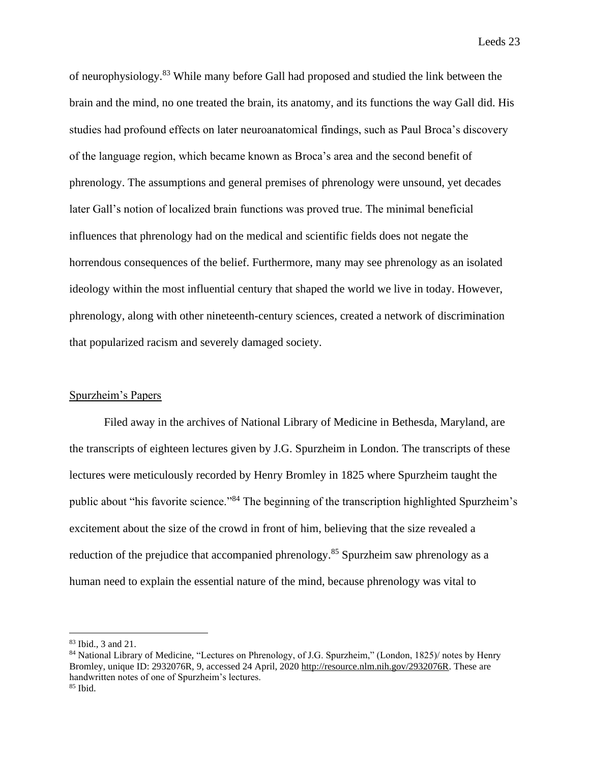of neurophysiology.[83] While many before Gall had proposed and studied the link between the brain and the mind, no one treated the brain, its anatomy, and its functions the way Gall did. His studies had profound effects on later neuroanatomical findings, such as Paul Broca's discovery of the language region, which became known as Broca's area and the second benefit of phrenology. The assumptions and general premises of phrenology were unsound, yet decades later Gall's notion of localized brain functions was proved true. The minimal beneficial influences that phrenology had on the medical and scientific fields does not negate the horrendous consequences of the belief. Furthermore, many may see phrenology as an isolated ideology within the most influential century that shaped the world we live in today. However, phrenology, along with other nineteenth-century sciences, created a network of discrimination that popularized racism and severely damaged society.

## Spurzheim's Papers

Filed away in the archives of National Library of Medicine in Bethesda, Maryland, are the transcripts of eighteen lectures given by J.G. Spurzheim in London. The transcripts of these lectures were meticulously recorded by Henry Bromley in 1825 where Spurzheim taught the public about "his favorite science."[84] The beginning of the transcription highlighted Spurzheim's excitement about the size of the crowd in front of him, believing that the size revealed a reduction of the prejudice that accompanied phrenology.[85] Spurzheim saw phrenology as a human need to explain the essential nature of the mind, because phrenology was vital to

---

[83] Ibid., 3 and 21.

[84] National Library of Medicine, "Lectures on Phrenology, of J.G. Spurzheim," (London, 1825)/ notes by Henry Bromley, unique ID: 2932076R, 9, accessed 24 April, 2020 http://resource.nlm.nih.gov/2932076R. These are handwritten notes of one of Spurzheim's lectures.

[85] Ibid.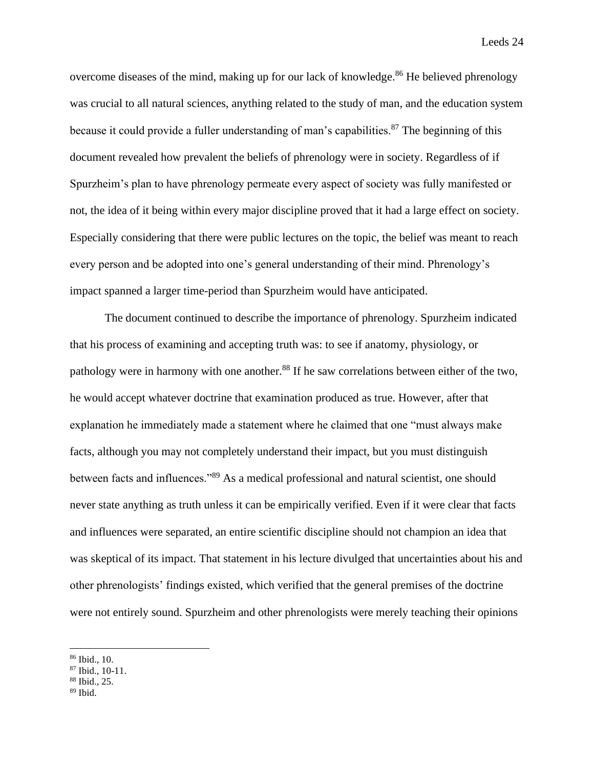overcome diseases of the mind, making up for our lack of knowledge.[86] He believed phrenology was crucial to all natural sciences, anything related to the study of man, and the education system because it could provide a fuller understanding of man's capabilities.[87] The beginning of this document revealed how prevalent the beliefs of phrenology were in society. Regardless of if Spurzheim's plan to have phrenology permeate every aspect of society was fully manifested or not, the idea of it being within every major discipline proved that it had a large effect on society. Especially considering that there were public lectures on the topic, the belief was meant to reach every person and be adopted into one's general understanding of their mind. Phrenology's impact spanned a larger time-period than Spurzheim would have anticipated.

The document continued to describe the importance of phrenology. Spurzheim indicated that his process of examining and accepting truth was: to see if anatomy, physiology, or pathology were in harmony with one another.[88] If he saw correlations between either of the two, he would accept whatever doctrine that examination produced as true. However, after that explanation he immediately made a statement where he claimed that one "must always make facts, although you may not completely understand their impact, but you must distinguish between facts and influences."[89] As a medical professional and natural scientist, one should never state anything as truth unless it can be empirically verified. Even if it were clear that facts and influences were separated, an entire scientific discipline should not champion an idea that was skeptical of its impact. That statement in his lecture divulged that uncertainties about his and other phrenologists' findings existed, which verified that the general premises of the doctrine were not entirely sound. Spurzheim and other phrenologists were merely teaching their opinions

---

[86] Ibid., 10.
[87] Ibid., 10-11.
[88] Ibid., 25.
[89] Ibid.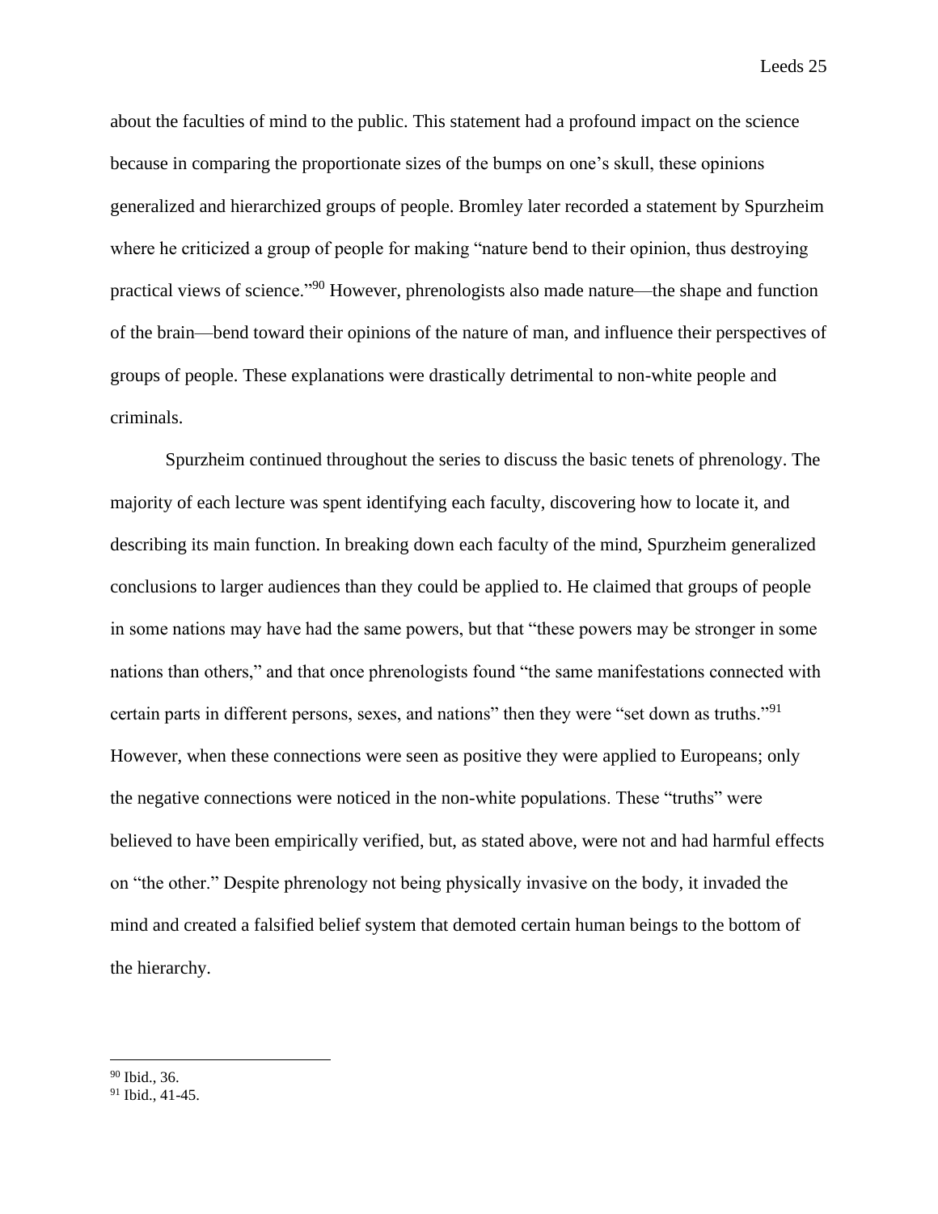about the faculties of mind to the public. This statement had a profound impact on the science because in comparing the proportionate sizes of the bumps on one's skull, these opinions generalized and hierarchized groups of people. Bromley later recorded a statement by Spurzheim where he criticized a group of people for making "nature bend to their opinion, thus destroying practical views of science."[90] However, phrenologists also made nature—the shape and function of the brain—bend toward their opinions of the nature of man, and influence their perspectives of groups of people. These explanations were drastically detrimental to non-white people and criminals.

Spurzheim continued throughout the series to discuss the basic tenets of phrenology. The majority of each lecture was spent identifying each faculty, discovering how to locate it, and describing its main function. In breaking down each faculty of the mind, Spurzheim generalized conclusions to larger audiences than they could be applied to. He claimed that groups of people in some nations may have had the same powers, but that "these powers may be stronger in some nations than others," and that once phrenologists found "the same manifestations connected with certain parts in different persons, sexes, and nations" then they were "set down as truths."[91] However, when these connections were seen as positive they were applied to Europeans; only the negative connections were noticed in the non-white populations. These "truths" were believed to have been empirically verified, but, as stated above, were not and had harmful effects on "the other." Despite phrenology not being physically invasive on the body, it invaded the mind and created a falsified belief system that demoted certain human beings to the bottom of the hierarchy.

---

[90] Ibid., 36.

[91] Ibid., 41-45.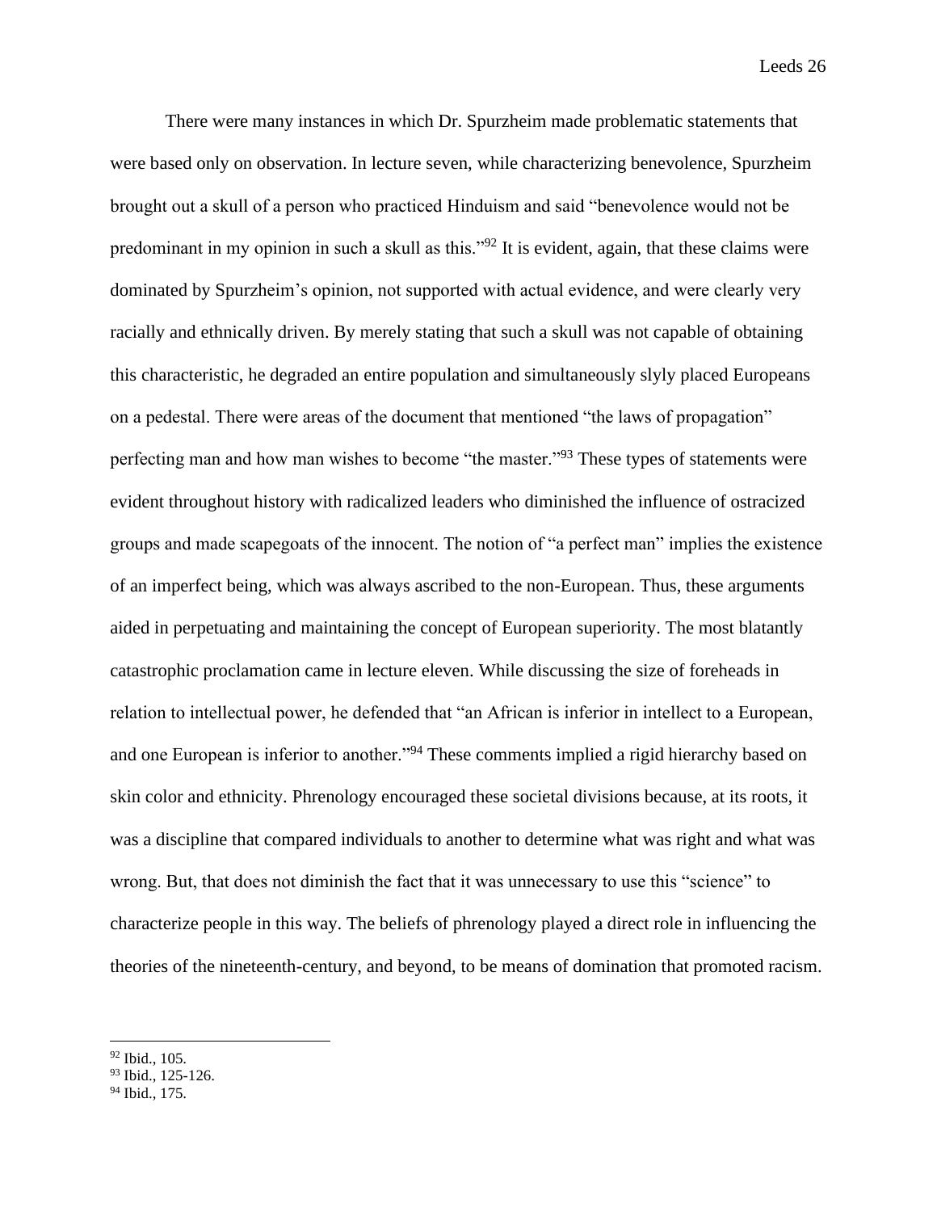There were many instances in which Dr. Spurzheim made problematic statements that were based only on observation. In lecture seven, while characterizing benevolence, Spurzheim brought out a skull of a person who practiced Hinduism and said "benevolence would not be predominant in my opinion in such a skull as this."[92] It is evident, again, that these claims were dominated by Spurzheim's opinion, not supported with actual evidence, and were clearly very racially and ethnically driven. By merely stating that such a skull was not capable of obtaining this characteristic, he degraded an entire population and simultaneously slyly placed Europeans on a pedestal. There were areas of the document that mentioned "the laws of propagation" perfecting man and how man wishes to become "the master."[93] These types of statements were evident throughout history with radicalized leaders who diminished the influence of ostracized groups and made scapegoats of the innocent. The notion of "a perfect man" implies the existence of an imperfect being, which was always ascribed to the non-European. Thus, these arguments aided in perpetuating and maintaining the concept of European superiority. The most blatantly catastrophic proclamation came in lecture eleven. While discussing the size of foreheads in relation to intellectual power, he defended that "an African is inferior in intellect to a European, and one European is inferior to another."[94] These comments implied a rigid hierarchy based on skin color and ethnicity. Phrenology encouraged these societal divisions because, at its roots, it was a discipline that compared individuals to another to determine what was right and what was wrong. But, that does not diminish the fact that it was unnecessary to use this "science" to characterize people in this way. The beliefs of phrenology played a direct role in influencing the theories of the nineteenth-century, and beyond, to be means of domination that promoted racism.

---

[92] Ibid., 105.
[93] Ibid., 125-126.
[94] Ibid., 175.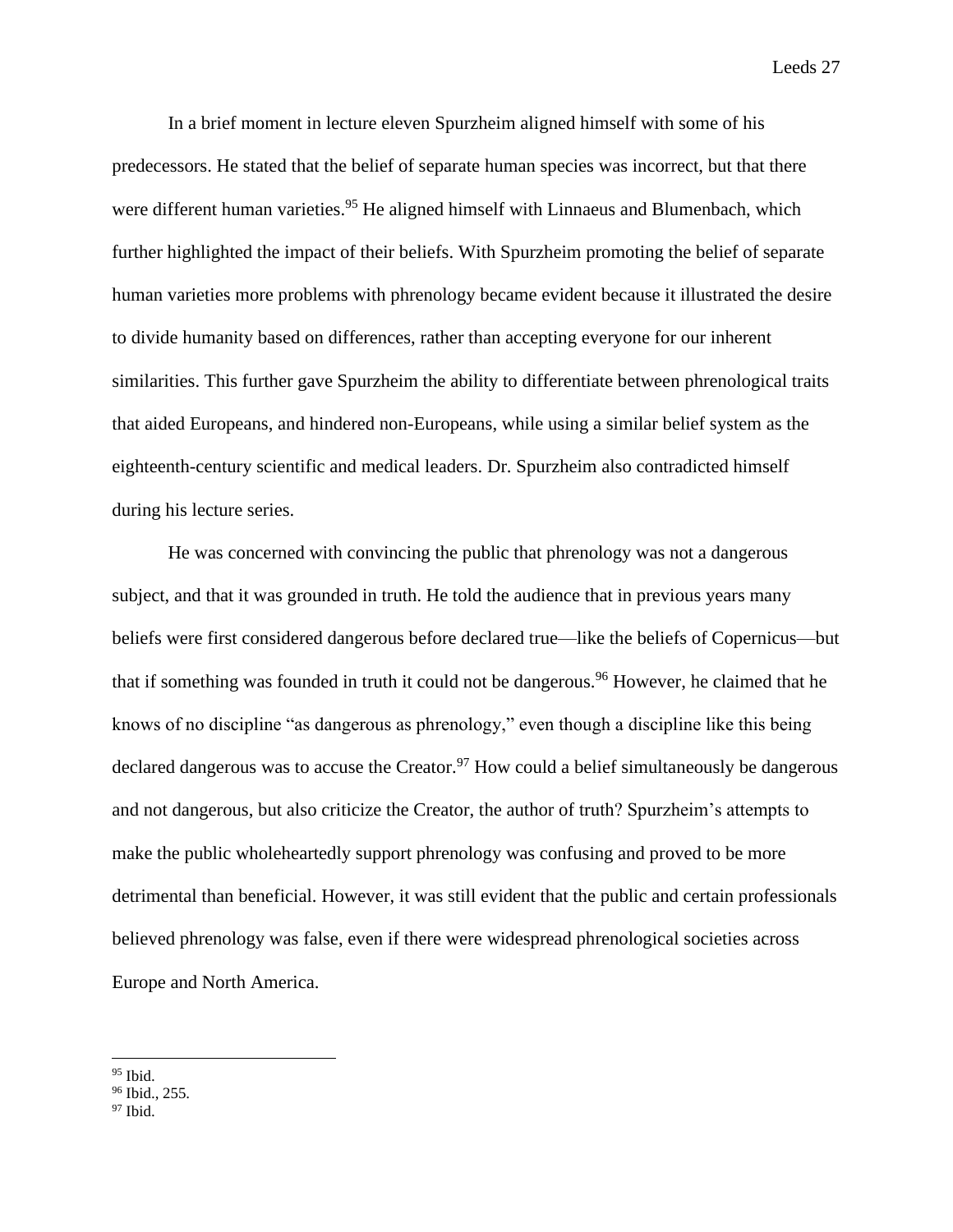In a brief moment in lecture eleven Spurzheim aligned himself with some of his predecessors. He stated that the belief of separate human species was incorrect, but that there were different human varieties.[95] He aligned himself with Linnaeus and Blumenbach, which further highlighted the impact of their beliefs. With Spurzheim promoting the belief of separate human varieties more problems with phrenology became evident because it illustrated the desire to divide humanity based on differences, rather than accepting everyone for our inherent similarities. This further gave Spurzheim the ability to differentiate between phrenological traits that aided Europeans, and hindered non-Europeans, while using a similar belief system as the eighteenth-century scientific and medical leaders. Dr. Spurzheim also contradicted himself during his lecture series.

He was concerned with convincing the public that phrenology was not a dangerous subject, and that it was grounded in truth. He told the audience that in previous years many beliefs were first considered dangerous before declared true—like the beliefs of Copernicus—but that if something was founded in truth it could not be dangerous.[96] However, he claimed that he knows of no discipline "as dangerous as phrenology," even though a discipline like this being declared dangerous was to accuse the Creator.[97] How could a belief simultaneously be dangerous and not dangerous, but also criticize the Creator, the author of truth? Spurzheim's attempts to make the public wholeheartedly support phrenology was confusing and proved to be more detrimental than beneficial. However, it was still evident that the public and certain professionals believed phrenology was false, even if there were widespread phrenological societies across Europe and North America.

---

[95] Ibid.
[96] Ibid., 255.
[97] Ibid.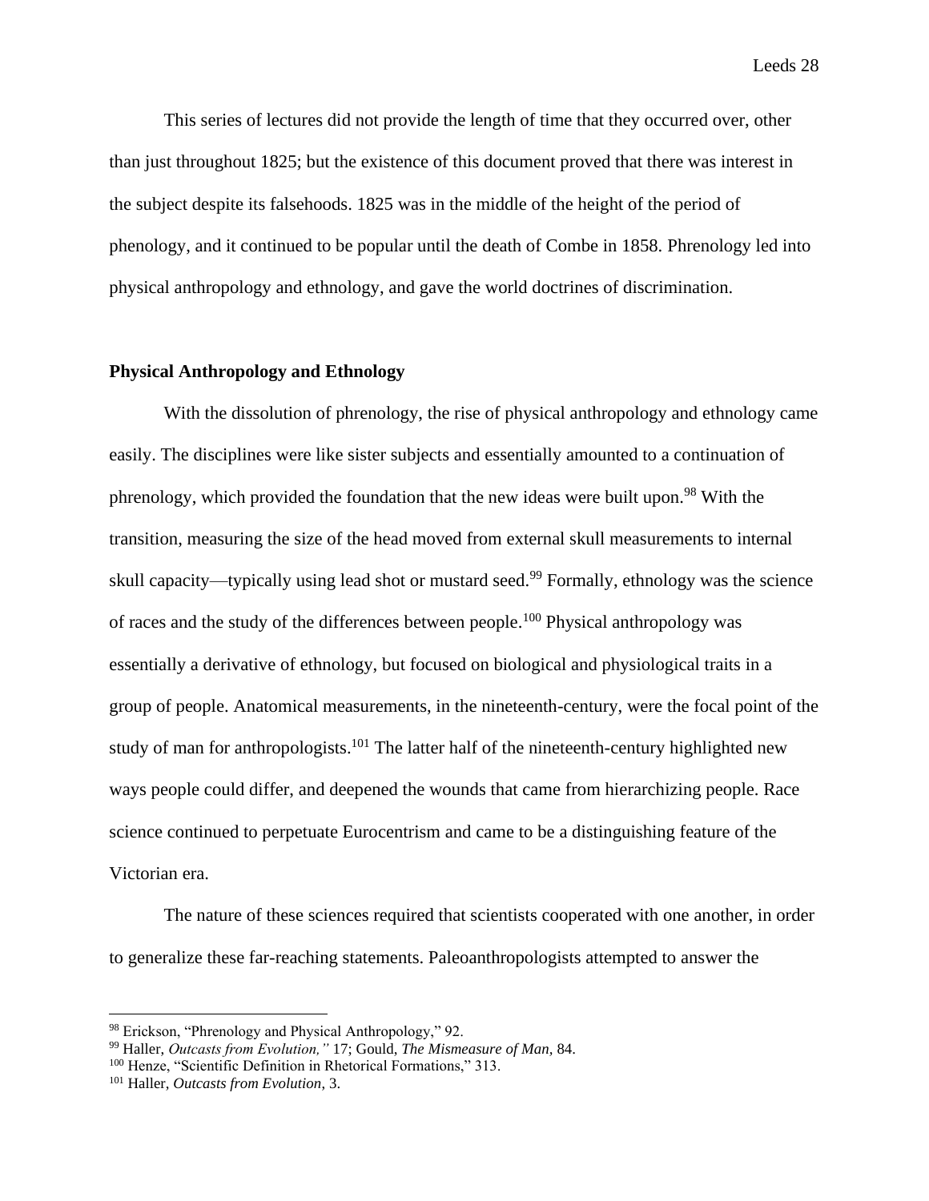This series of lectures did not provide the length of time that they occurred over, other than just throughout 1825; but the existence of this document proved that there was interest in the subject despite its falsehoods. 1825 was in the middle of the height of the period of phenology, and it continued to be popular until the death of Combe in 1858. Phrenology led into physical anthropology and ethnology, and gave the world doctrines of discrimination.

**Physical Anthropology and Ethnology**

With the dissolution of phrenology, the rise of physical anthropology and ethnology came easily. The disciplines were like sister subjects and essentially amounted to a continuation of phrenology, which provided the foundation that the new ideas were built upon.[98] With the transition, measuring the size of the head moved from external skull measurements to internal skull capacity—typically using lead shot or mustard seed.[99] Formally, ethnology was the science of races and the study of the differences between people.[100] Physical anthropology was essentially a derivative of ethnology, but focused on biological and physiological traits in a group of people. Anatomical measurements, in the nineteenth-century, were the focal point of the study of man for anthropologists.[101] The latter half of the nineteenth-century highlighted new ways people could differ, and deepened the wounds that came from hierarchizing people. Race science continued to perpetuate Eurocentrism and came to be a distinguishing feature of the Victorian era.

The nature of these sciences required that scientists cooperated with one another, in order to generalize these far-reaching statements. Paleoanthropologists attempted to answer the

---

[98] Erickson, "Phrenology and Physical Anthropology," 92.
[99] Haller, *Outcasts from Evolution,"* 17; Gould, *The Mismeasure of Man*, 84.
[100] Henze, "Scientific Definition in Rhetorical Formations," 313.
[101] Haller, *Outcasts from Evolution*, 3.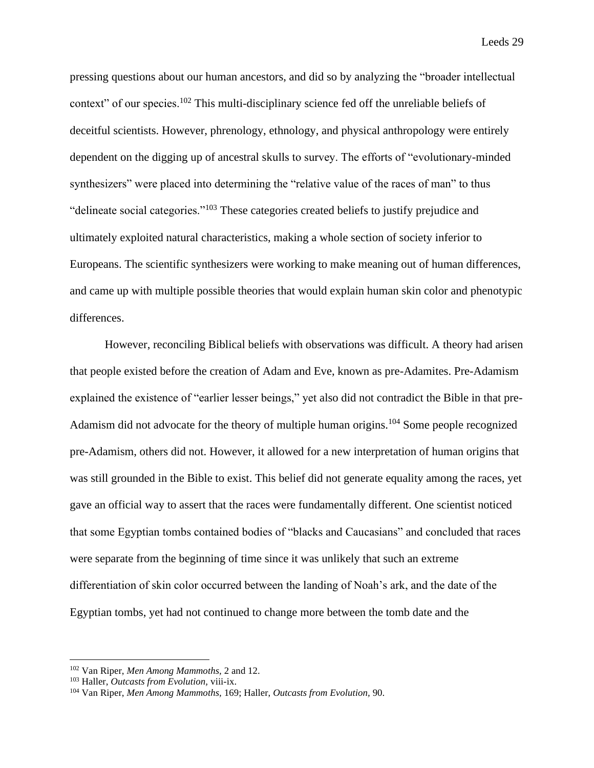pressing questions about our human ancestors, and did so by analyzing the "broader intellectual context" of our species.[102] This multi-disciplinary science fed off the unreliable beliefs of deceitful scientists. However, phrenology, ethnology, and physical anthropology were entirely dependent on the digging up of ancestral skulls to survey. The efforts of "evolutionary-minded synthesizers" were placed into determining the "relative value of the races of man" to thus "delineate social categories."[103] These categories created beliefs to justify prejudice and ultimately exploited natural characteristics, making a whole section of society inferior to Europeans. The scientific synthesizers were working to make meaning out of human differences, and came up with multiple possible theories that would explain human skin color and phenotypic differences.

However, reconciling Biblical beliefs with observations was difficult. A theory had arisen that people existed before the creation of Adam and Eve, known as pre-Adamites. Pre-Adamism explained the existence of "earlier lesser beings," yet also did not contradict the Bible in that pre-Adamism did not advocate for the theory of multiple human origins.[104] Some people recognized pre-Adamism, others did not. However, it allowed for a new interpretation of human origins that was still grounded in the Bible to exist. This belief did not generate equality among the races, yet gave an official way to assert that the races were fundamentally different. One scientist noticed that some Egyptian tombs contained bodies of "blacks and Caucasians" and concluded that races were separate from the beginning of time since it was unlikely that such an extreme differentiation of skin color occurred between the landing of Noah's ark, and the date of the Egyptian tombs, yet had not continued to change more between the tomb date and the

---

[102] Van Riper, *Men Among Mammoths,* 2 and 12.

[103] Haller, *Outcasts from Evolution,* viii-ix.

[104] Van Riper, *Men Among Mammoths,* 169; Haller, *Outcasts from Evolution,* 90.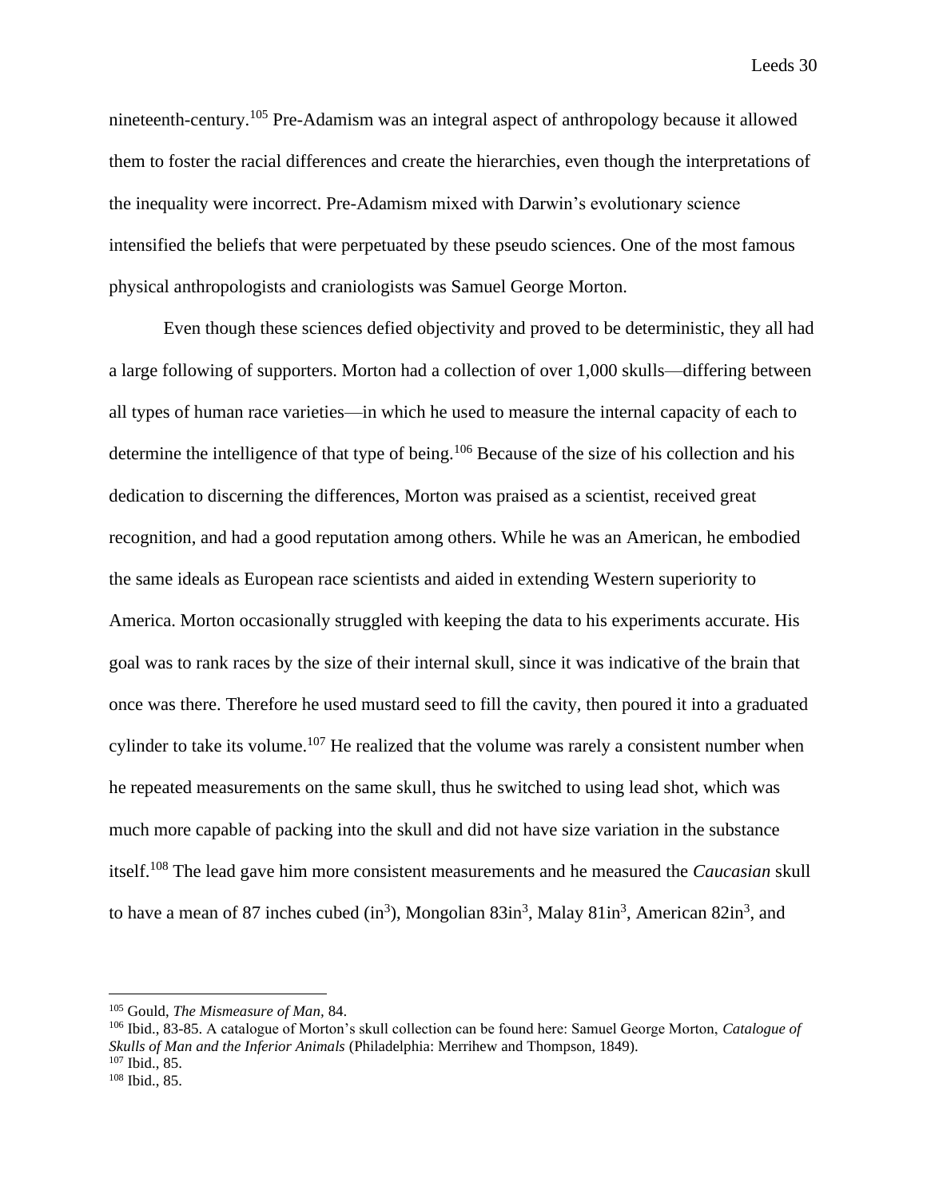nineteenth-century.[105] Pre-Adamism was an integral aspect of anthropology because it allowed them to foster the racial differences and create the hierarchies, even though the interpretations of the inequality were incorrect. Pre-Adamism mixed with Darwin's evolutionary science intensified the beliefs that were perpetuated by these pseudo sciences. One of the most famous physical anthropologists and craniologists was Samuel George Morton.

Even though these sciences defied objectivity and proved to be deterministic, they all had a large following of supporters. Morton had a collection of over 1,000 skulls—differing between all types of human race varieties—in which he used to measure the internal capacity of each to determine the intelligence of that type of being.[106] Because of the size of his collection and his dedication to discerning the differences, Morton was praised as a scientist, received great recognition, and had a good reputation among others. While he was an American, he embodied the same ideals as European race scientists and aided in extending Western superiority to America. Morton occasionally struggled with keeping the data to his experiments accurate. His goal was to rank races by the size of their internal skull, since it was indicative of the brain that once was there. Therefore he used mustard seed to fill the cavity, then poured it into a graduated cylinder to take its volume.[107] He realized that the volume was rarely a consistent number when he repeated measurements on the same skull, thus he switched to using lead shot, which was much more capable of packing into the skull and did not have size variation in the substance itself.[108] The lead gave him more consistent measurements and he measured the *Caucasian* skull to have a mean of 87 inches cubed ($in^3$), Mongolian 83$in^3$, Malay 81$in^3$, American 82$in^3$, and

[105] Gould, *The Mismeasure of Man,* 84.

[106] Ibid., 83-85. A catalogue of Morton's skull collection can be found here: Samuel George Morton, *Catalogue of Skulls of Man and the Inferior Animals* (Philadelphia: Merrihew and Thompson, 1849).

[107] Ibid., 85.

[108] Ibid., 85.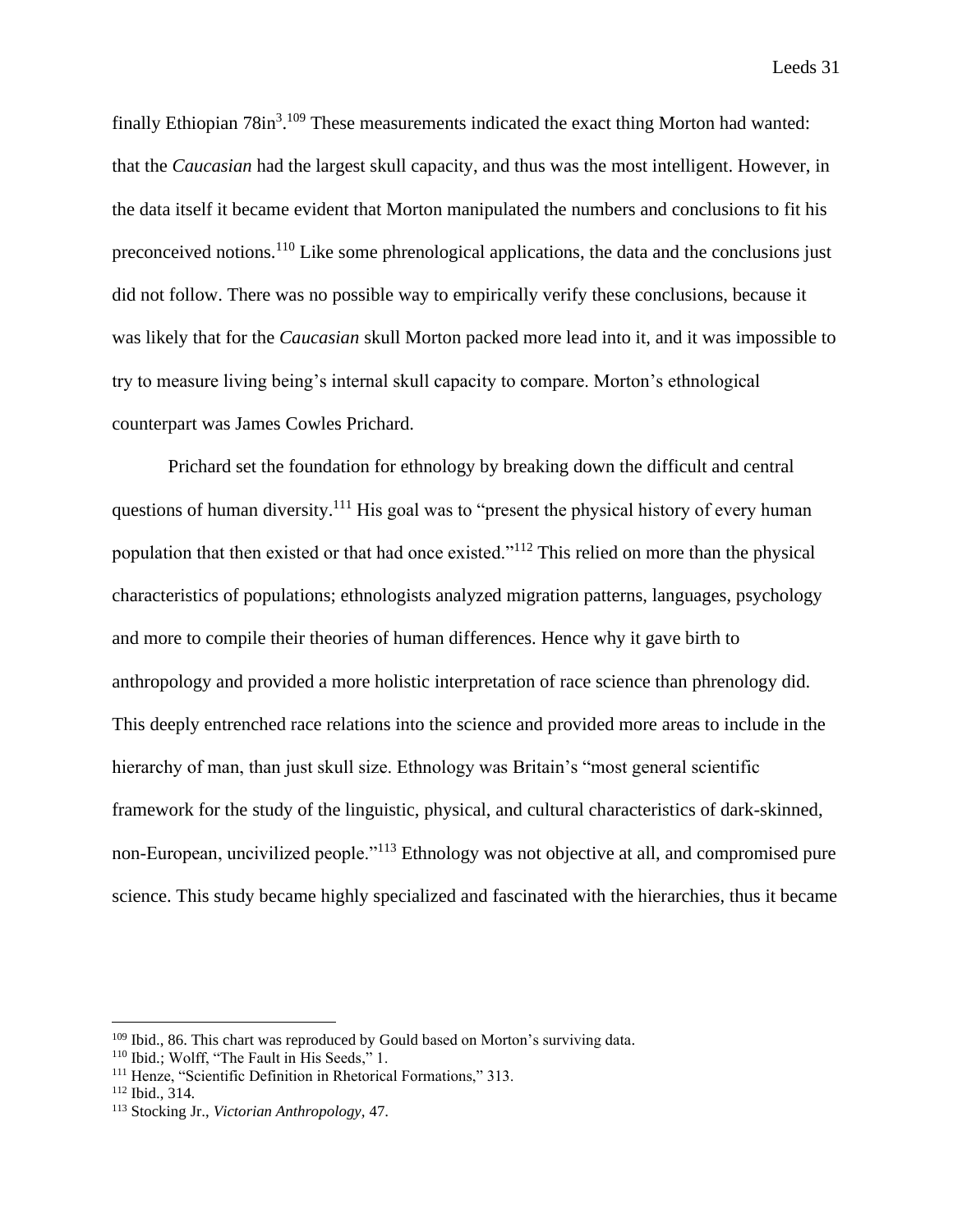finally Ethiopian 78in$^3$.[109] These measurements indicated the exact thing Morton had wanted: that the *Caucasian* had the largest skull capacity, and thus was the most intelligent. However, in the data itself it became evident that Morton manipulated the numbers and conclusions to fit his preconceived notions.[110] Like some phrenological applications, the data and the conclusions just did not follow. There was no possible way to empirically verify these conclusions, because it was likely that for the *Caucasian* skull Morton packed more lead into it, and it was impossible to try to measure living being's internal skull capacity to compare. Morton's ethnological counterpart was James Cowles Prichard.

Prichard set the foundation for ethnology by breaking down the difficult and central questions of human diversity.[111] His goal was to "present the physical history of every human population that then existed or that had once existed."[112] This relied on more than the physical characteristics of populations; ethnologists analyzed migration patterns, languages, psychology and more to compile their theories of human differences. Hence why it gave birth to anthropology and provided a more holistic interpretation of race science than phrenology did. This deeply entrenched race relations into the science and provided more areas to include in the hierarchy of man, than just skull size. Ethnology was Britain's "most general scientific framework for the study of the linguistic, physical, and cultural characteristics of dark-skinned, non-European, uncivilized people."[113] Ethnology was not objective at all, and compromised pure science. This study became highly specialized and fascinated with the hierarchies, thus it became

---

[109] Ibid., 86. This chart was reproduced by Gould based on Morton's surviving data.

[110] Ibid.; Wolff, "The Fault in His Seeds," 1.

[111] Henze, "Scientific Definition in Rhetorical Formations," 313.

[112] Ibid., 314.

[113] Stocking Jr., *Victorian Anthropology,* 47.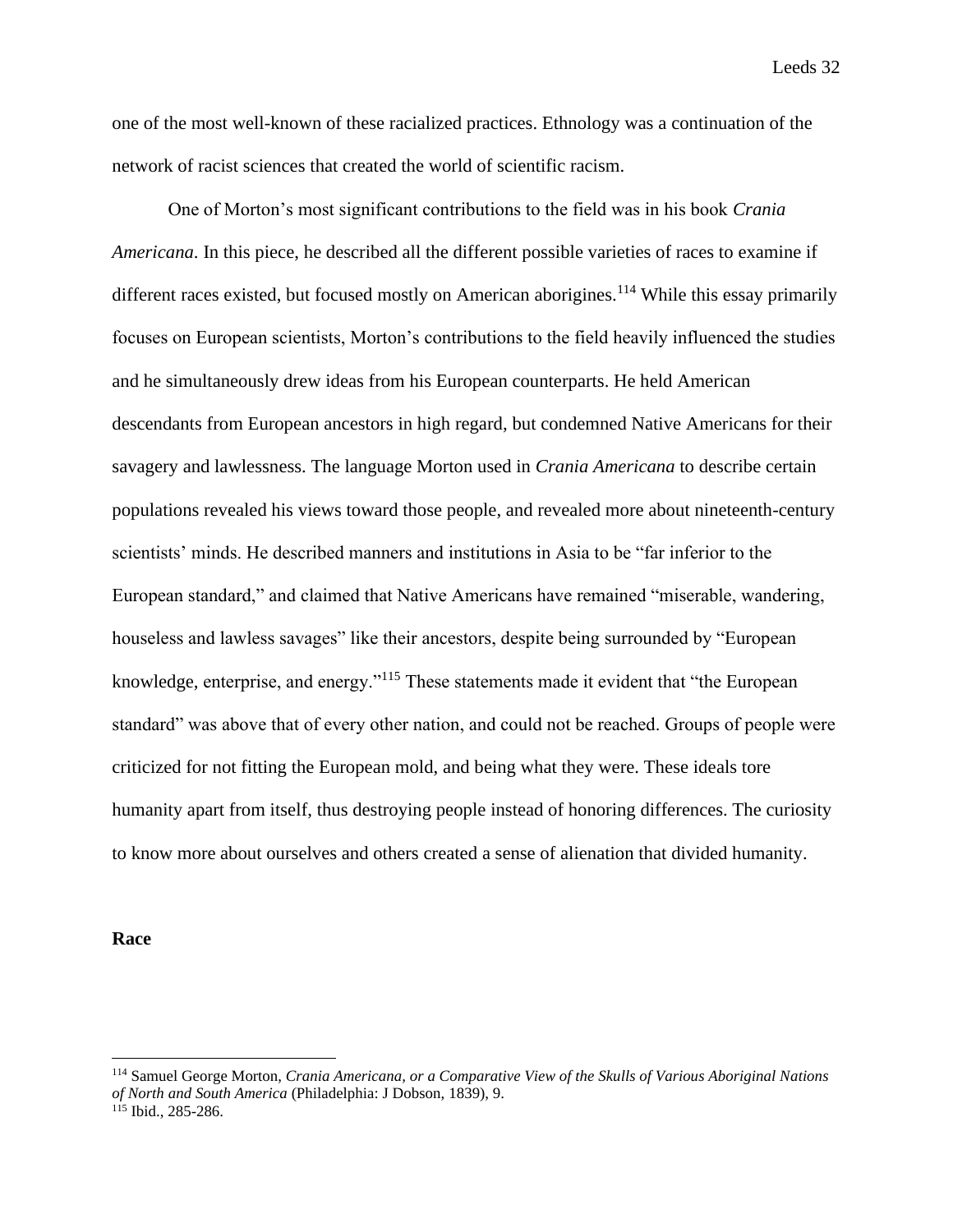one of the most well-known of these racialized practices. Ethnology was a continuation of the network of racist sciences that created the world of scientific racism.

One of Morton's most significant contributions to the field was in his book *Crania Americana*. In this piece, he described all the different possible varieties of races to examine if different races existed, but focused mostly on American aborigines.[114] While this essay primarily focuses on European scientists, Morton's contributions to the field heavily influenced the studies and he simultaneously drew ideas from his European counterparts. He held American descendants from European ancestors in high regard, but condemned Native Americans for their savagery and lawlessness. The language Morton used in *Crania Americana* to describe certain populations revealed his views toward those people, and revealed more about nineteenth-century scientists' minds. He described manners and institutions in Asia to be "far inferior to the European standard," and claimed that Native Americans have remained "miserable, wandering, houseless and lawless savages" like their ancestors, despite being surrounded by "European knowledge, enterprise, and energy."[115] These statements made it evident that "the European standard" was above that of every other nation, and could not be reached. Groups of people were criticized for not fitting the European mold, and being what they were. These ideals tore humanity apart from itself, thus destroying people instead of honoring differences. The curiosity to know more about ourselves and others created a sense of alienation that divided humanity.

**Race**

---

[114] Samuel George Morton, *Crania Americana, or a Comparative View of the Skulls of Various Aboriginal Nations of North and South America* (Philadelphia: J Dobson, 1839), 9.

[115] Ibid., 285-286.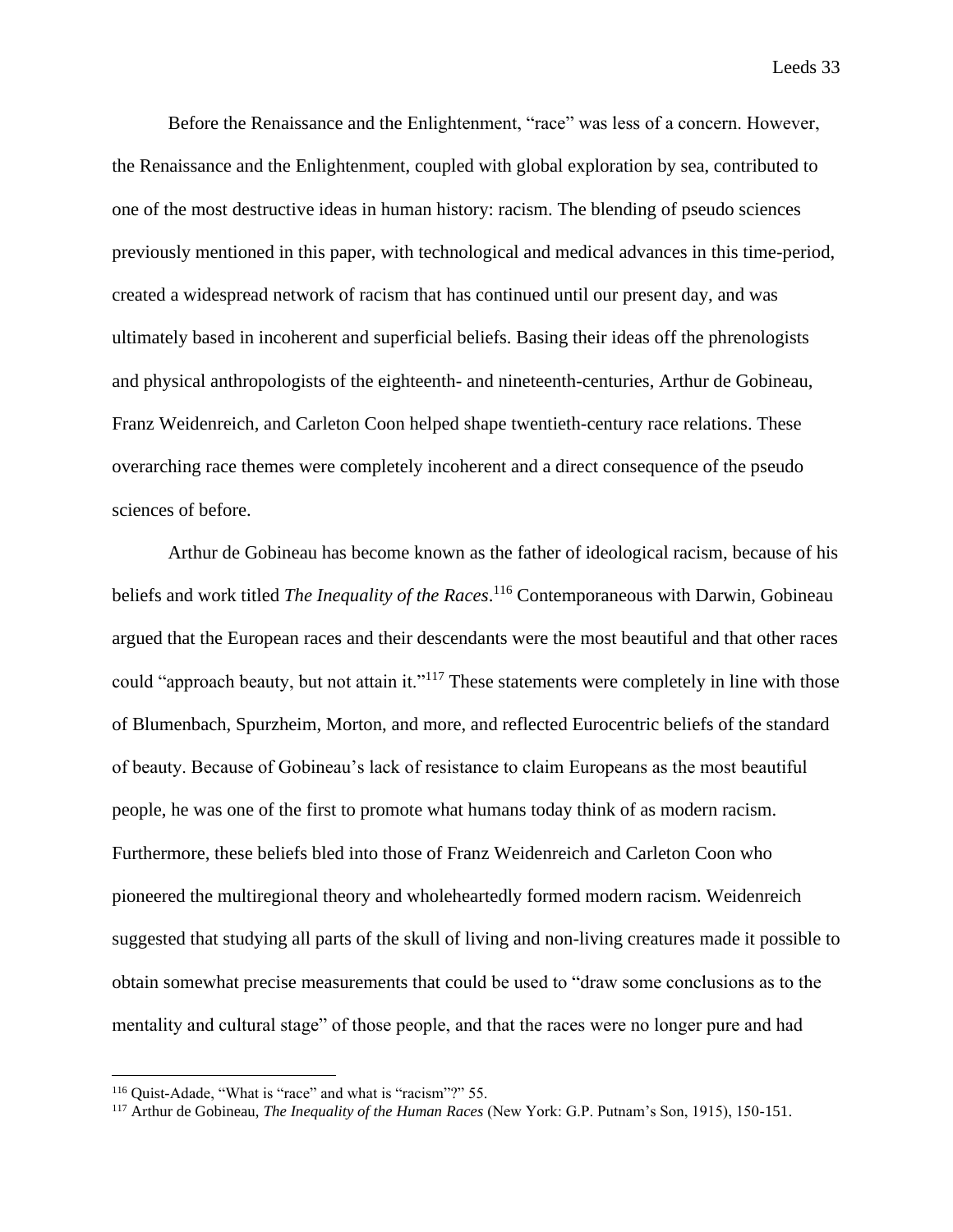Before the Renaissance and the Enlightenment, "race" was less of a concern. However, the Renaissance and the Enlightenment, coupled with global exploration by sea, contributed to one of the most destructive ideas in human history: racism. The blending of pseudo sciences previously mentioned in this paper, with technological and medical advances in this time-period, created a widespread network of racism that has continued until our present day, and was ultimately based in incoherent and superficial beliefs. Basing their ideas off the phrenologists and physical anthropologists of the eighteenth- and nineteenth-centuries, Arthur de Gobineau, Franz Weidenreich, and Carleton Coon helped shape twentieth-century race relations. These overarching race themes were completely incoherent and a direct consequence of the pseudo sciences of before.

Arthur de Gobineau has become known as the father of ideological racism, because of his beliefs and work titled *The Inequality of the Races*.[116] Contemporaneous with Darwin, Gobineau argued that the European races and their descendants were the most beautiful and that other races could "approach beauty, but not attain it."[117] These statements were completely in line with those of Blumenbach, Spurzheim, Morton, and more, and reflected Eurocentric beliefs of the standard of beauty. Because of Gobineau's lack of resistance to claim Europeans as the most beautiful people, he was one of the first to promote what humans today think of as modern racism. Furthermore, these beliefs bled into those of Franz Weidenreich and Carleton Coon who pioneered the multiregional theory and wholeheartedly formed modern racism. Weidenreich suggested that studying all parts of the skull of living and non-living creatures made it possible to obtain somewhat precise measurements that could be used to "draw some conclusions as to the mentality and cultural stage" of those people, and that the races were no longer pure and had

---

[116] Quist-Adade, "What is "race" and what is "racism"?" 55.

[117] Arthur de Gobineau, *The Inequality of the Human Races* (New York: G.P. Putnam's Son, 1915), 150-151.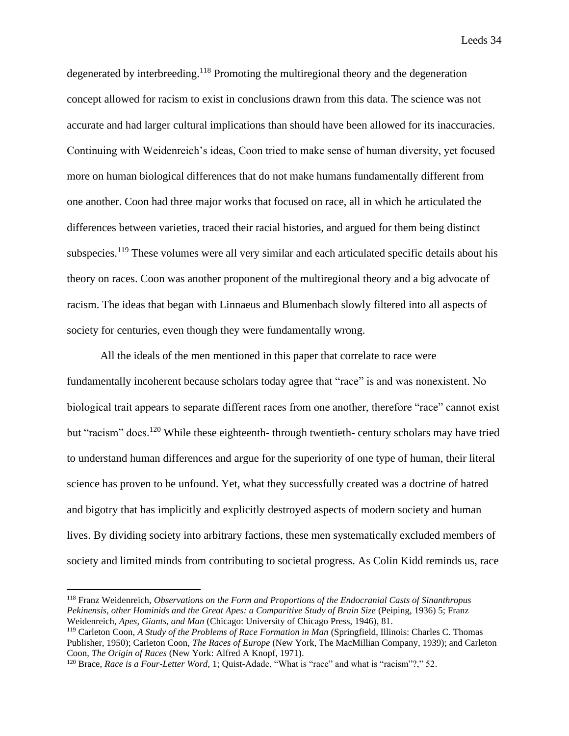degenerated by interbreeding.[118] Promoting the multiregional theory and the degeneration concept allowed for racism to exist in conclusions drawn from this data. The science was not accurate and had larger cultural implications than should have been allowed for its inaccuracies. Continuing with Weidenreich's ideas, Coon tried to make sense of human diversity, yet focused more on human biological differences that do not make humans fundamentally different from one another. Coon had three major works that focused on race, all in which he articulated the differences between varieties, traced their racial histories, and argued for them being distinct subspecies.[119] These volumes were all very similar and each articulated specific details about his theory on races. Coon was another proponent of the multiregional theory and a big advocate of racism. The ideas that began with Linnaeus and Blumenbach slowly filtered into all aspects of society for centuries, even though they were fundamentally wrong.

All the ideals of the men mentioned in this paper that correlate to race were fundamentally incoherent because scholars today agree that "race" is and was nonexistent. No biological trait appears to separate different races from one another, therefore "race" cannot exist but "racism" does.[120] While these eighteenth- through twentieth- century scholars may have tried to understand human differences and argue for the superiority of one type of human, their literal science has proven to be unfound. Yet, what they successfully created was a doctrine of hatred and bigotry that has implicitly and explicitly destroyed aspects of modern society and human lives. By dividing society into arbitrary factions, these men systematically excluded members of society and limited minds from contributing to societal progress. As Colin Kidd reminds us, race

---

[118] Franz Weidenreich, *Observations on the Form and Proportions of the Endocranial Casts of Sinanthropus Pekinensis, other Hominids and the Great Apes: a Comparitive Study of Brain Size* (Peiping, 1936) 5; Franz Weidenreich, *Apes, Giants, and Man* (Chicago: University of Chicago Press, 1946), 81.

[119] Carleton Coon, *A Study of the Problems of Race Formation in Man* (Springfield, Illinois: Charles C. Thomas Publisher, 1950); Carleton Coon, *The Races of Europe* (New York, The MacMillian Company, 1939); and Carleton Coon, *The Origin of Races* (New York: Alfred A Knopf, 1971).

[120] Brace, *Race is a Four-Letter Word*, 1; Quist-Adade, "What is "race" and what is "racism"?," 52.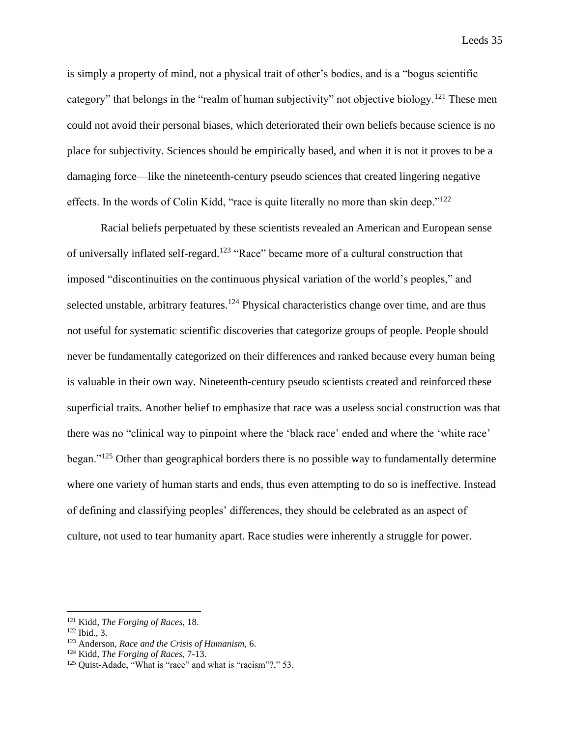is simply a property of mind, not a physical trait of other's bodies, and is a "bogus scientific category" that belongs in the "realm of human subjectivity" not objective biology.[121] These men could not avoid their personal biases, which deteriorated their own beliefs because science is no place for subjectivity. Sciences should be empirically based, and when it is not it proves to be a damaging force—like the nineteenth-century pseudo sciences that created lingering negative effects. In the words of Colin Kidd, "race is quite literally no more than skin deep."[122]

Racial beliefs perpetuated by these scientists revealed an American and European sense of universally inflated self-regard.[123] "Race" became more of a cultural construction that imposed "discontinuities on the continuous physical variation of the world's peoples," and selected unstable, arbitrary features.[124] Physical characteristics change over time, and are thus not useful for systematic scientific discoveries that categorize groups of people. People should never be fundamentally categorized on their differences and ranked because every human being is valuable in their own way. Nineteenth-century pseudo scientists created and reinforced these superficial traits. Another belief to emphasize that race was a useless social construction was that there was no "clinical way to pinpoint where the 'black race' ended and where the 'white race' began."[125] Other than geographical borders there is no possible way to fundamentally determine where one variety of human starts and ends, thus even attempting to do so is ineffective. Instead of defining and classifying peoples' differences, they should be celebrated as an aspect of culture, not used to tear humanity apart. Race studies were inherently a struggle for power.

---

[121] Kidd, *The Forging of Races*, 18.

[122] Ibid., 3.

[123] Anderson, *Race and the Crisis of Humanism*, 6.

[124] Kidd, *The Forging of Races*, 7-13.

[125] Quist-Adade, "What is "race" and what is "racism"?," 53.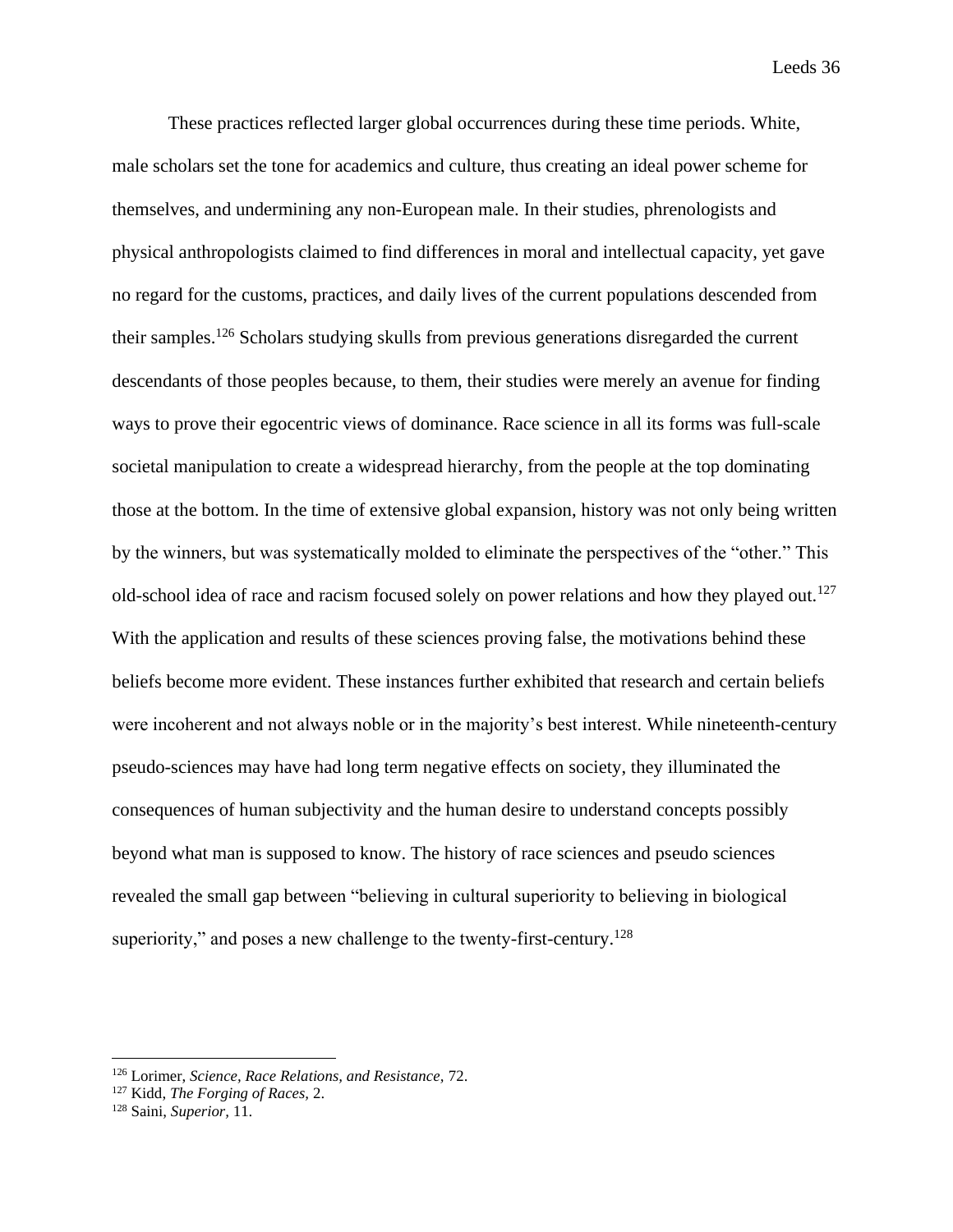These practices reflected larger global occurrences during these time periods. White, male scholars set the tone for academics and culture, thus creating an ideal power scheme for themselves, and undermining any non-European male. In their studies, phrenologists and physical anthropologists claimed to find differences in moral and intellectual capacity, yet gave no regard for the customs, practices, and daily lives of the current populations descended from their samples.[126] Scholars studying skulls from previous generations disregarded the current descendants of those peoples because, to them, their studies were merely an avenue for finding ways to prove their egocentric views of dominance. Race science in all its forms was full-scale societal manipulation to create a widespread hierarchy, from the people at the top dominating those at the bottom. In the time of extensive global expansion, history was not only being written by the winners, but was systematically molded to eliminate the perspectives of the "other." This old-school idea of race and racism focused solely on power relations and how they played out.[127] With the application and results of these sciences proving false, the motivations behind these beliefs become more evident. These instances further exhibited that research and certain beliefs were incoherent and not always noble or in the majority's best interest. While nineteenth-century pseudo-sciences may have had long term negative effects on society, they illuminated the consequences of human subjectivity and the human desire to understand concepts possibly beyond what man is supposed to know. The history of race sciences and pseudo sciences revealed the small gap between "believing in cultural superiority to believing in biological superiority," and poses a new challenge to the twenty-first-century.[128]

---

[126] Lorimer, *Science, Race Relations, and Resistance,* 72.
[127] Kidd, *The Forging of Races,* 2.
[128] Saini, *Superior,* 11.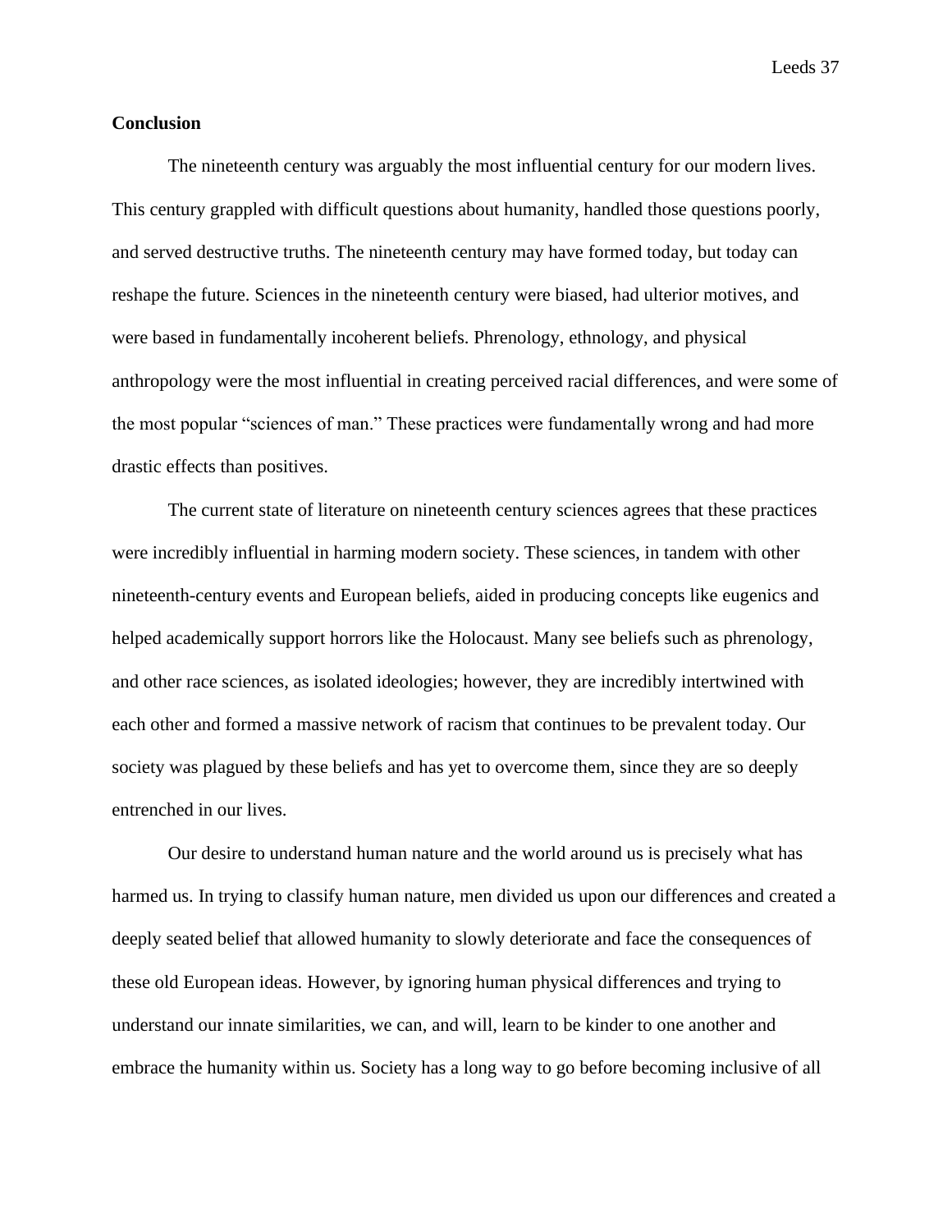**Conclusion**

The nineteenth century was arguably the most influential century for our modern lives. This century grappled with difficult questions about humanity, handled those questions poorly, and served destructive truths. The nineteenth century may have formed today, but today can reshape the future. Sciences in the nineteenth century were biased, had ulterior motives, and were based in fundamentally incoherent beliefs. Phrenology, ethnology, and physical anthropology were the most influential in creating perceived racial differences, and were some of the most popular "sciences of man." These practices were fundamentally wrong and had more drastic effects than positives.

The current state of literature on nineteenth century sciences agrees that these practices were incredibly influential in harming modern society. These sciences, in tandem with other nineteenth-century events and European beliefs, aided in producing concepts like eugenics and helped academically support horrors like the Holocaust. Many see beliefs such as phrenology, and other race sciences, as isolated ideologies; however, they are incredibly intertwined with each other and formed a massive network of racism that continues to be prevalent today. Our society was plagued by these beliefs and has yet to overcome them, since they are so deeply entrenched in our lives.

Our desire to understand human nature and the world around us is precisely what has harmed us. In trying to classify human nature, men divided us upon our differences and created a deeply seated belief that allowed humanity to slowly deteriorate and face the consequences of these old European ideas. However, by ignoring human physical differences and trying to understand our innate similarities, we can, and will, learn to be kinder to one another and embrace the humanity within us. Society has a long way to go before becoming inclusive of all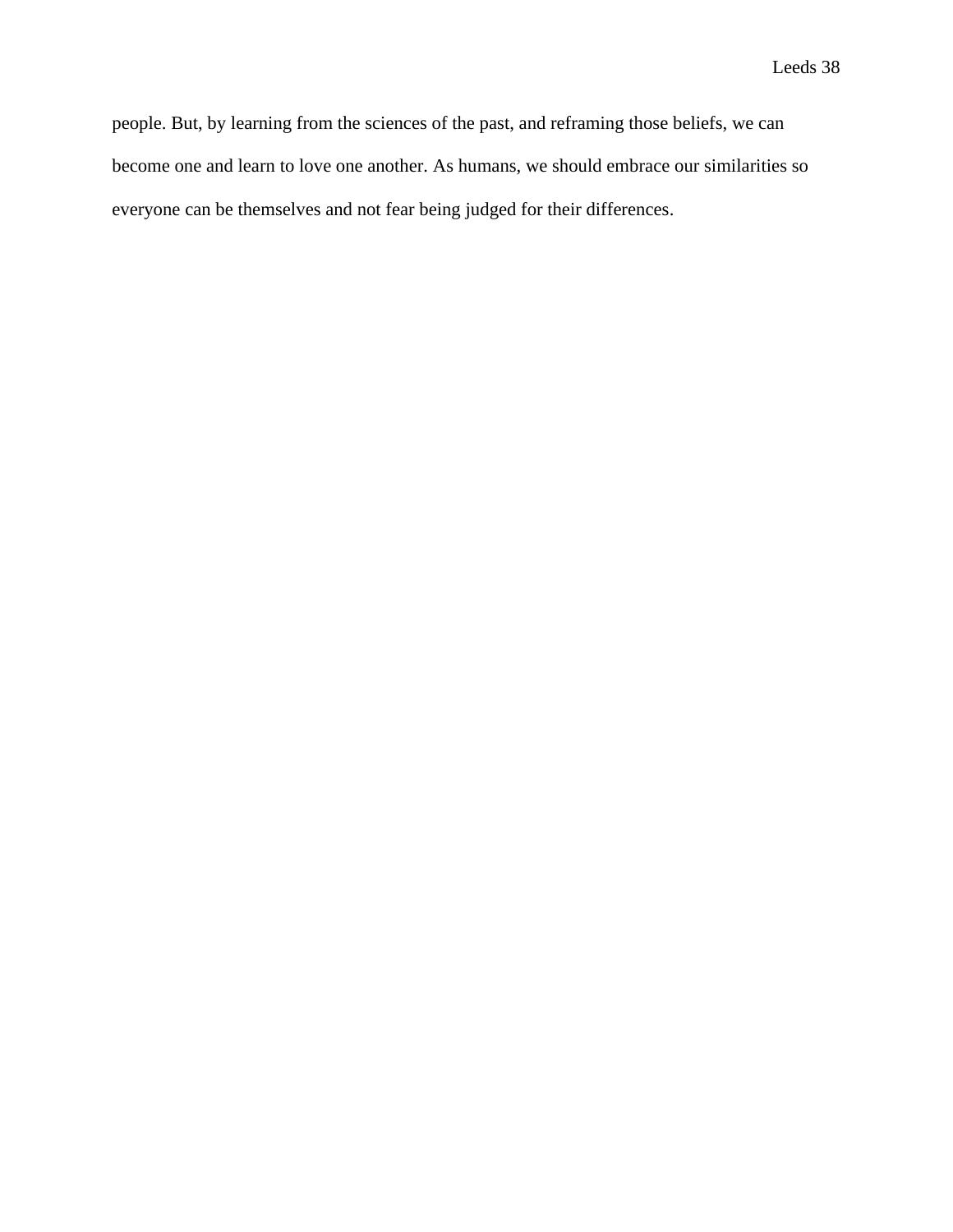people. But, by learning from the sciences of the past, and reframing those beliefs, we can become one and learn to love one another. As humans, we should embrace our similarities so everyone can be themselves and not fear being judged for their differences.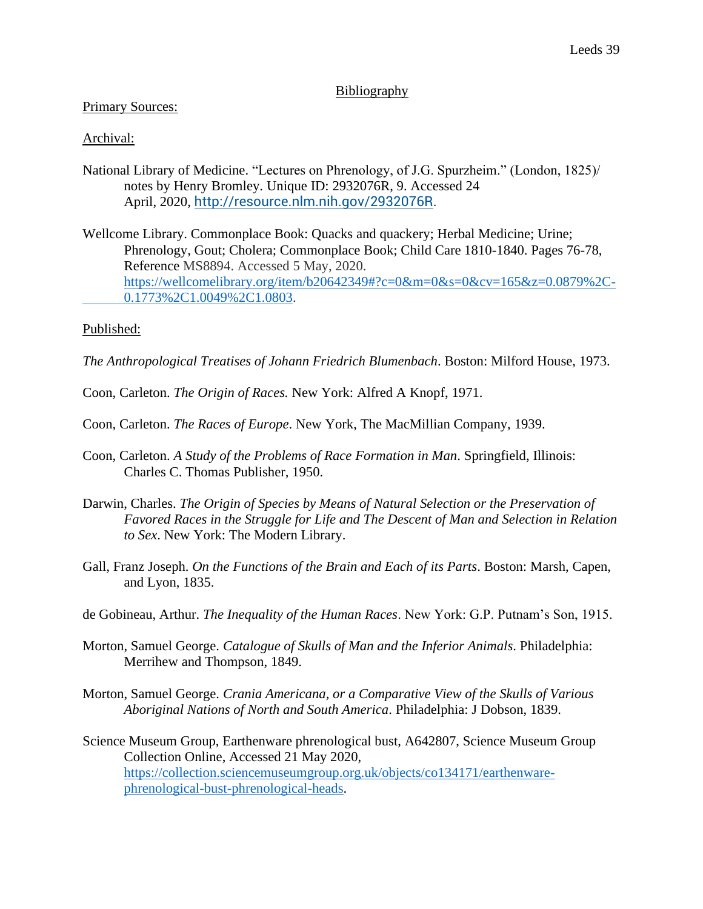# Bibliography

Primary Sources:

Archival:

National Library of Medicine. "Lectures on Phrenology, of J.G. Spurzheim." (London, 1825)/ notes by Henry Bromley. Unique ID: 2932076R, 9. Accessed 24 April, 2020, http://resource.nlm.nih.gov/2932076R.

Wellcome Library. Commonplace Book: Quacks and quackery; Herbal Medicine; Urine; Phrenology, Gout; Cholera; Commonplace Book; Child Care 1810-1840. Pages 76-78, Reference MS8894. Accessed 5 May, 2020. https://wellcomelibrary.org/item/b20642349#?c=0&m=0&s=0&cv=165&z=0.0879%2C-0.1773%2C1.0049%2C1.0803.

Published:

*The Anthropological Treatises of Johann Friedrich Blumenbach*. Boston: Milford House, 1973.

Coon, Carleton. *The Origin of Races.* New York: Alfred A Knopf, 1971.

Coon, Carleton. *The Races of Europe*. New York, The MacMillian Company, 1939.

Coon, Carleton. *A Study of the Problems of Race Formation in Man*. Springfield, Illinois: Charles C. Thomas Publisher, 1950.

Darwin, Charles. *The Origin of Species by Means of Natural Selection or the Preservation of Favored Races in the Struggle for Life and The Descent of Man and Selection in Relation to Sex*. New York: The Modern Library.

Gall, Franz Joseph. *On the Functions of the Brain and Each of its Parts*. Boston: Marsh, Capen, and Lyon, 1835.

de Gobineau, Arthur. *The Inequality of the Human Races*. New York: G.P. Putnam's Son, 1915.

Morton, Samuel George. *Catalogue of Skulls of Man and the Inferior Animals*. Philadelphia: Merrihew and Thompson, 1849.

Morton, Samuel George. *Crania Americana, or a Comparative View of the Skulls of Various Aboriginal Nations of North and South America*. Philadelphia: J Dobson, 1839.

Science Museum Group, Earthenware phrenological bust, A642807, Science Museum Group Collection Online, Accessed 21 May 2020, https://collection.sciencemuseumgroup.org.uk/objects/co134171/earthenware-phrenological-bust-phrenological-heads.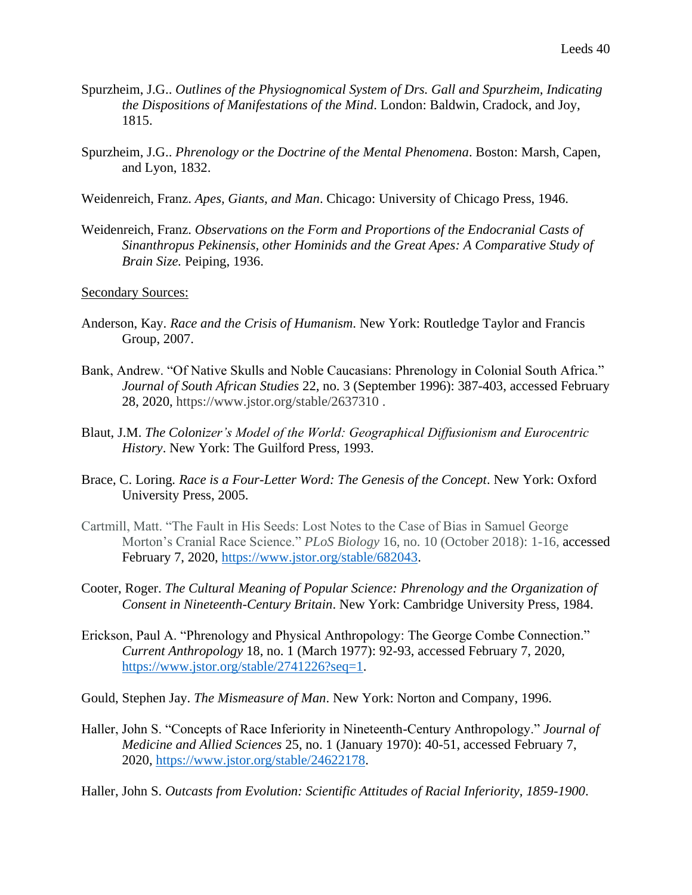Spurzheim, J.G.. *Outlines of the Physiognomical System of Drs. Gall and Spurzheim, Indicating the Dispositions of Manifestations of the Mind*. London: Baldwin, Cradock, and Joy, 1815.

Spurzheim, J.G.. *Phrenology or the Doctrine of the Mental Phenomena*. Boston: Marsh, Capen, and Lyon, 1832.

Weidenreich, Franz. *Apes, Giants, and Man*. Chicago: University of Chicago Press, 1946.

Weidenreich, Franz. *Observations on the Form and Proportions of the Endocranial Casts of Sinanthropus Pekinensis, other Hominids and the Great Apes: A Comparative Study of Brain Size.* Peiping, 1936.

Secondary Sources:

Anderson, Kay. *Race and the Crisis of Humanism*. New York: Routledge Taylor and Francis Group, 2007.

Bank, Andrew. "Of Native Skulls and Noble Caucasians: Phrenology in Colonial South Africa." *Journal of South African Studies* 22, no. 3 (September 1996): 387-403, accessed February 28, 2020, https://www.jstor.org/stable/2637310 .

Blaut, J.M. *The Colonizer's Model of the World: Geographical Diffusionism and Eurocentric History*. New York: The Guilford Press, 1993.

Brace, C. Loring. *Race is a Four-Letter Word: The Genesis of the Concept*. New York: Oxford University Press, 2005.

Cartmill, Matt. "The Fault in His Seeds: Lost Notes to the Case of Bias in Samuel George Morton's Cranial Race Science." *PLoS Biology* 16, no. 10 (October 2018): 1-16, accessed February 7, 2020, https://www.jstor.org/stable/682043.

Cooter, Roger. *The Cultural Meaning of Popular Science: Phrenology and the Organization of Consent in Nineteenth-Century Britain*. New York: Cambridge University Press, 1984.

Erickson, Paul A. "Phrenology and Physical Anthropology: The George Combe Connection." *Current Anthropology* 18, no. 1 (March 1977): 92-93, accessed February 7, 2020, https://www.jstor.org/stable/2741226?seq=1.

Gould, Stephen Jay. *The Mismeasure of Man*. New York: Norton and Company, 1996.

Haller, John S. "Concepts of Race Inferiority in Nineteenth-Century Anthropology." *Journal of Medicine and Allied Sciences* 25, no. 1 (January 1970): 40-51, accessed February 7, 2020, https://www.jstor.org/stable/24622178.

Haller, John S. *Outcasts from Evolution: Scientific Attitudes of Racial Inferiority, 1859-1900*.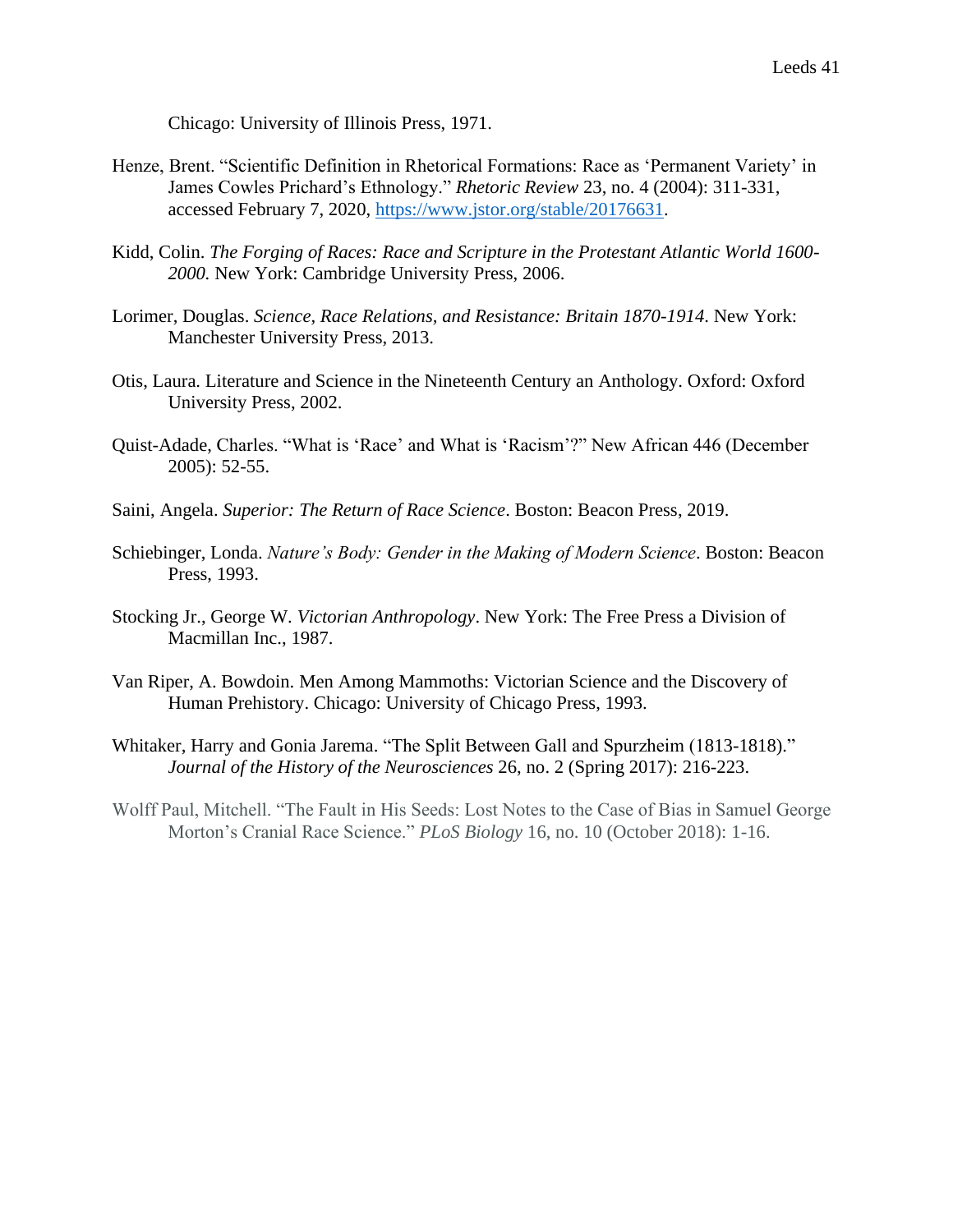Chicago: University of Illinois Press, 1971.

Henze, Brent. "Scientific Definition in Rhetorical Formations: Race as 'Permanent Variety' in James Cowles Prichard's Ethnology." *Rhetoric Review* 23, no. 4 (2004): 311-331, accessed February 7, 2020, https://www.jstor.org/stable/20176631.

Kidd, Colin. *The Forging of Races: Race and Scripture in the Protestant Atlantic World 1600-2000.* New York: Cambridge University Press, 2006.

Lorimer, Douglas. *Science, Race Relations, and Resistance: Britain 1870-1914*. New York: Manchester University Press, 2013.

Otis, Laura. Literature and Science in the Nineteenth Century an Anthology. Oxford: Oxford University Press, 2002.

Quist-Adade, Charles. "What is 'Race' and What is 'Racism'?" New African 446 (December 2005): 52-55.

Saini, Angela. *Superior: The Return of Race Science*. Boston: Beacon Press, 2019.

Schiebinger, Londa. *Nature's Body: Gender in the Making of Modern Science*. Boston: Beacon Press, 1993.

Stocking Jr., George W. *Victorian Anthropology*. New York: The Free Press a Division of Macmillan Inc., 1987.

Van Riper, A. Bowdoin. Men Among Mammoths: Victorian Science and the Discovery of Human Prehistory. Chicago: University of Chicago Press, 1993.

Whitaker, Harry and Gonia Jarema. "The Split Between Gall and Spurzheim (1813-1818)." *Journal of the History of the Neurosciences* 26, no. 2 (Spring 2017): 216-223.

Wolff Paul, Mitchell. "The Fault in His Seeds: Lost Notes to the Case of Bias in Samuel George Morton's Cranial Race Science." *PLoS Biology* 16, no. 10 (October 2018): 1-16.